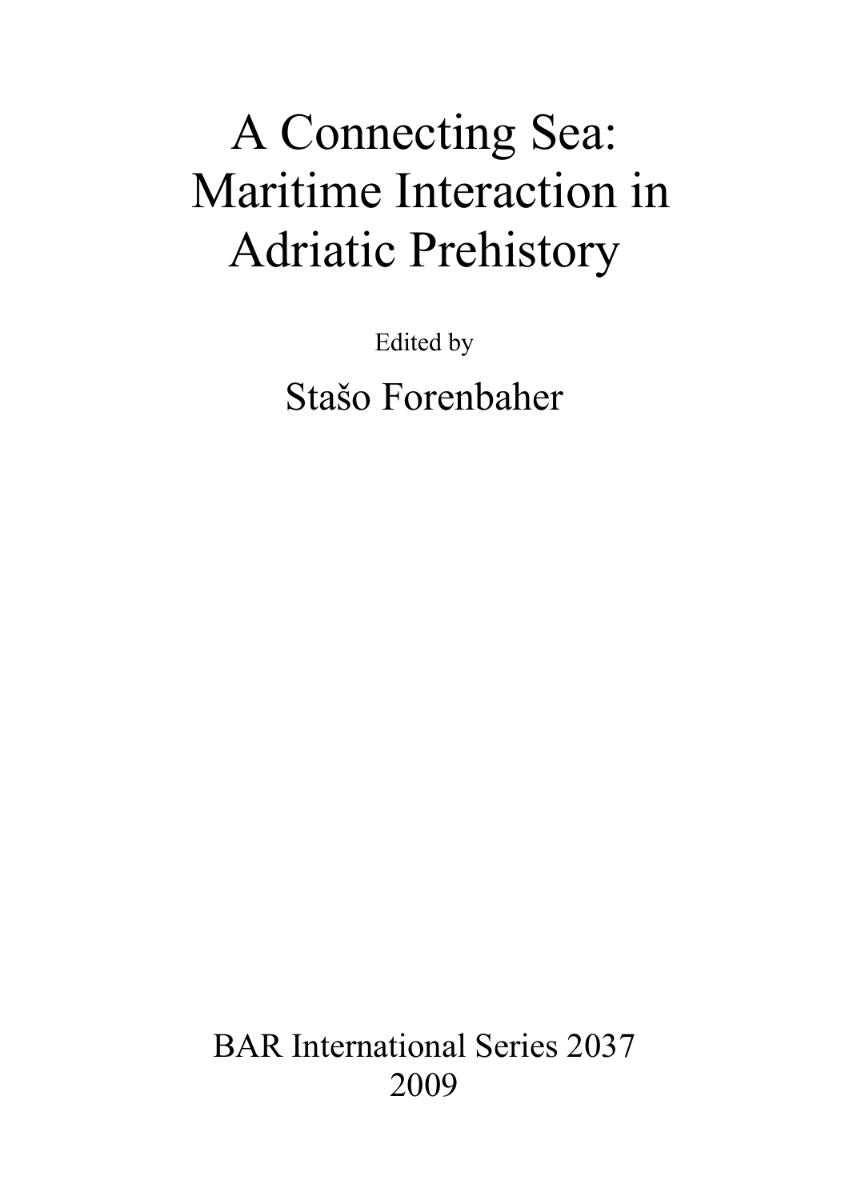# A Connecting Sea: Maritime Interaction in Adriatic Prehistory

Edited by

Stašo Forenbaher

BAR International Series 2037
2009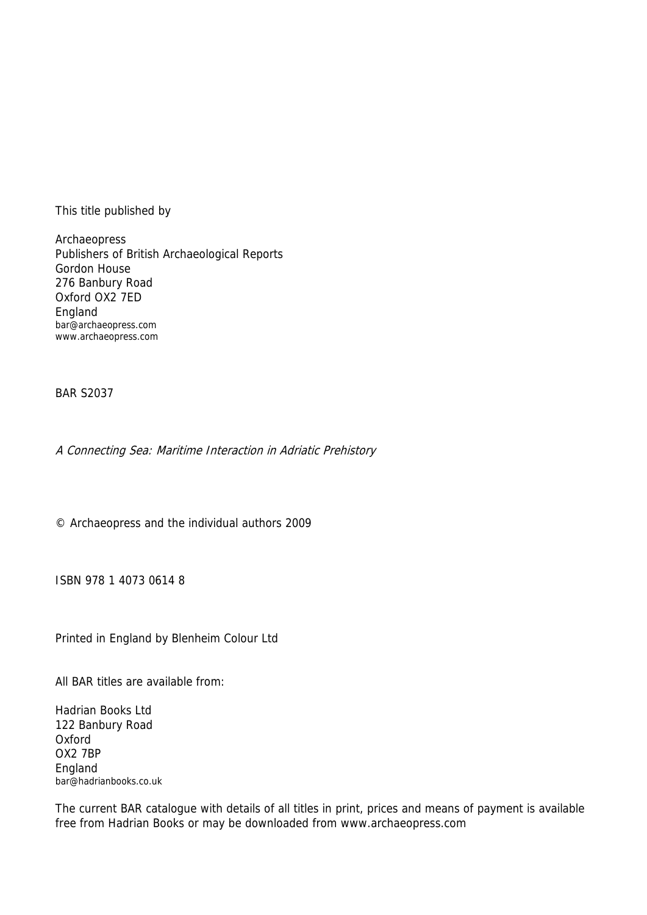This title published by

Archaeopress
Publishers of British Archaeological Reports
Gordon House
276 Banbury Road
Oxford OX2 7ED
England
bar@archaeopress.com
www.archaeopress.com

BAR S2037

*A Connecting Sea: Maritime Interaction in Adriatic Prehistory*

© Archaeopress and the individual authors 2009

ISBN 978 1 4073 0614 8

Printed in England by Blenheim Colour Ltd

All BAR titles are available from:

Hadrian Books Ltd
122 Banbury Road
Oxford
OX2 7BP
England
bar@hadrianbooks.co.uk

The current BAR catalogue with details of all titles in print, prices and means of payment is available free from Hadrian Books or may be downloaded from www.archaeopress.com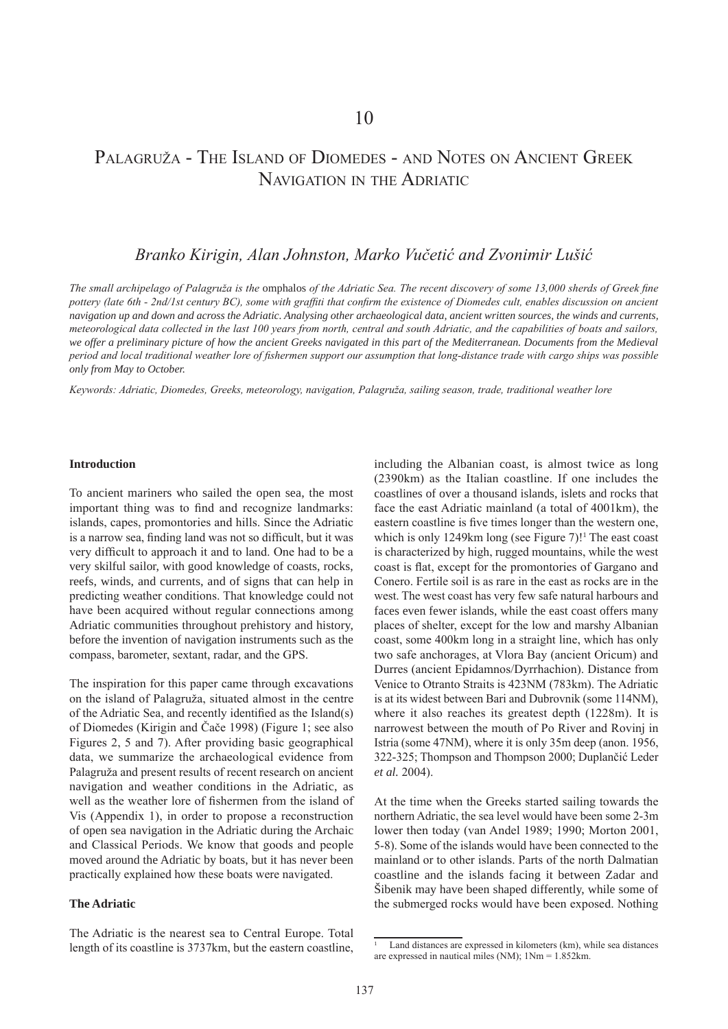10

# Palagruža - The Island of Diomedes - and Notes on Ancient Greek Navigation in the Adriatic

### *Branko Kirigin, Alan Johnston, Marko Vučetić and Zvonimir Lušić*

*The small archipelago of Palagruža is the* omphalos *of the Adriatic Sea. The recent discovery of some 13,000 sherds of Greek fine pottery (late 6th - 2nd/1st century BC), some with graffiti that confirm the existence of Diomedes cult, enables discussion on ancient navigation up and down and across the Adriatic. Analysing other archaeological data, ancient written sources, the winds and currents, meteorological data collected in the last 100 years from north, central and south Adriatic, and the capabilities of boats and sailors, we offer a preliminary picture of how the ancient Greeks navigated in this part of the Mediterranean. Documents from the Medieval period and local traditional weather lore of fishermen support our assumption that long-distance trade with cargo ships was possible only from May to October.*

*Keywords: Adriatic, Diomedes, Greeks, meteorology, navigation, Palagruža, sailing season, trade, traditional weather lore*

**Introduction**

To ancient mariners who sailed the open sea, the most important thing was to find and recognize landmarks: islands, capes, promontories and hills. Since the Adriatic is a narrow sea, finding land was not so difficult, but it was very difficult to approach it and to land. One had to be a very skilful sailor, with good knowledge of coasts, rocks, reefs, winds, and currents, and of signs that can help in predicting weather conditions. That knowledge could not have been acquired without regular connections among Adriatic communities throughout prehistory and history, before the invention of navigation instruments such as the compass, barometer, sextant, radar, and the GPS.

The inspiration for this paper came through excavations on the island of Palagruža, situated almost in the centre of the Adriatic Sea, and recently identified as the Island(s) of Diomedes (Kirigin and Čače 1998) (Figure 1; see also Figures 2, 5 and 7). After providing basic geographical data, we summarize the archaeological evidence from Palagruža and present results of recent research on ancient navigation and weather conditions in the Adriatic, as well as the weather lore of fishermen from the island of Vis (Appendix 1), in order to propose a reconstruction of open sea navigation in the Adriatic during the Archaic and Classical Periods. We know that goods and people moved around the Adriatic by boats, but it has never been practically explained how these boats were navigated.

**The Adriatic**

The Adriatic is the nearest sea to Central Europe. Total length of its coastline is 3737km, but the eastern coastline, including the Albanian coast, is almost twice as long (2390km) as the Italian coastline. If one includes the coastlines of over a thousand islands, islets and rocks that face the east Adriatic mainland (a total of 4001km), the eastern coastline is five times longer than the western one, which is only 1249km long (see Figure 7)![1] The east coast is characterized by high, rugged mountains, while the west coast is flat, except for the promontories of Gargano and Conero. Fertile soil is as rare in the east as rocks are in the west. The west coast has very few safe natural harbours and faces even fewer islands, while the east coast offers many places of shelter, except for the low and marshy Albanian coast, some 400km long in a straight line, which has only two safe anchorages, at Vlora Bay (ancient Oricum) and Durres (ancient Epidamnos/Dyrrhachion). Distance from Venice to Otranto Straits is 423NM (783km). The Adriatic is at its widest between Bari and Dubrovnik (some 114NM), where it also reaches its greatest depth (1228m). It is narrowest between the mouth of Po River and Rovinj in Istria (some 47NM), where it is only 35m deep (anon. 1956, 322-325; Thompson and Thompson 2000; Duplančić Leder *et al.* 2004).

At the time when the Greeks started sailing towards the northern Adriatic, the sea level would have been some 2-3m lower then today (van Andel 1989; 1990; Morton 2001, 5-8). Some of the islands would have been connected to the mainland or to other islands. Parts of the north Dalmatian coastline and the islands facing it between Zadar and Šibenik may have been shaped differently, while some of the submerged rocks would have been exposed. Nothing

[1] Land distances are expressed in kilometers (km), while sea distances are expressed in nautical miles (NM); 1Nm = 1.852km.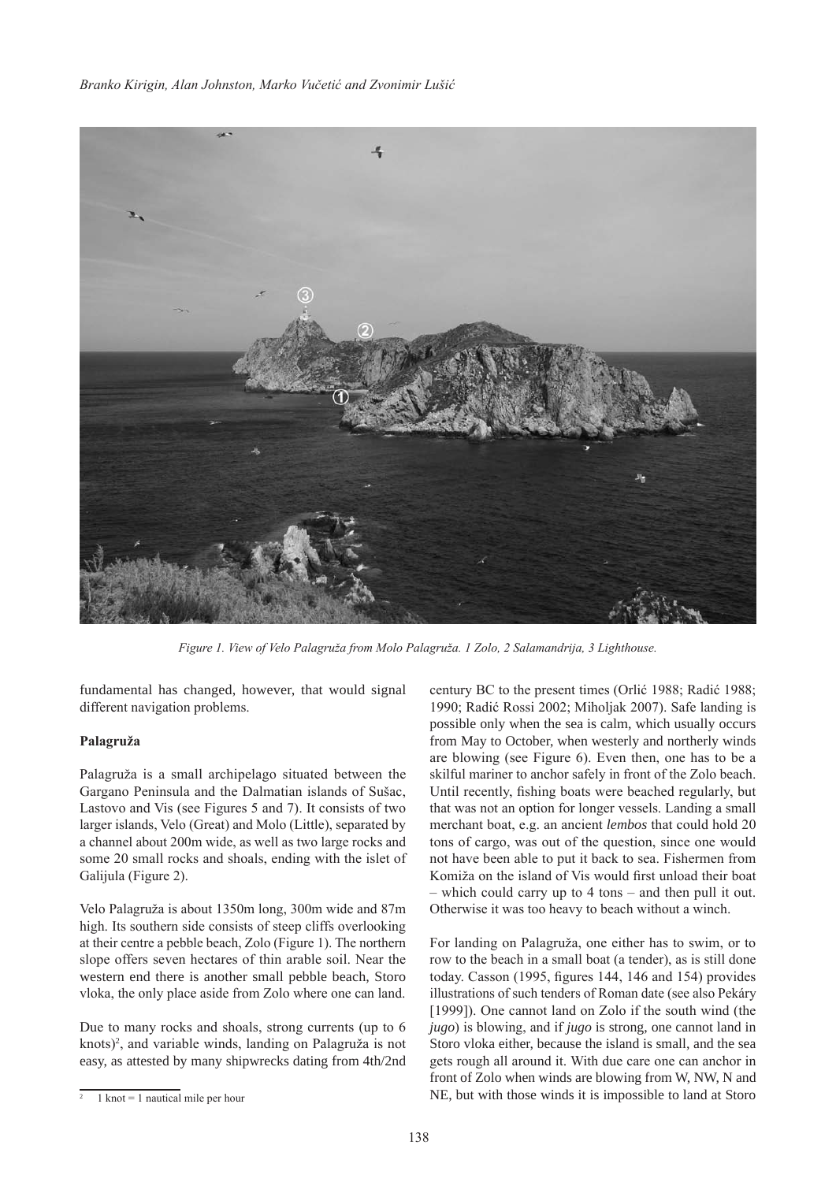*Figure 1. View of Velo Palagruža from Molo Palagruža. 1 Zolo, 2 Salamandrija, 3 Lighthouse.*

fundamental has changed, however, that would signal different navigation problems.

**Palagruža**

Palagruža is a small archipelago situated between the Gargano Peninsula and the Dalmatian islands of Sušac, Lastovo and Vis (see Figures 5 and 7). It consists of two larger islands, Velo (Great) and Molo (Little), separated by a channel about 200m wide, as well as two large rocks and some 20 small rocks and shoals, ending with the islet of Galijula (Figure 2).

Velo Palagruža is about 1350m long, 300m wide and 87m high. Its southern side consists of steep cliffs overlooking at their centre a pebble beach, Zolo (Figure 1). The northern slope offers seven hectares of thin arable soil. Near the western end there is another small pebble beach, Storo vloka, the only place aside from Zolo where one can land.

Due to many rocks and shoals, strong currents (up to 6 knots)[2], and variable winds, landing on Palagruža is not easy, as attested by many shipwrecks dating from 4th/2nd century BC to the present times (Orlić 1988; Radić 1988; 1990; Radić Rossi 2002; Miholjak 2007). Safe landing is possible only when the sea is calm, which usually occurs from May to October, when westerly and northerly winds are blowing (see Figure 6). Even then, one has to be a skilful mariner to anchor safely in front of the Zolo beach. Until recently, fishing boats were beached regularly, but that was not an option for longer vessels. Landing a small merchant boat, e.g. an ancient *lembos* that could hold 20 tons of cargo, was out of the question, since one would not have been able to put it back to sea. Fishermen from Komiža on the island of Vis would first unload their boat – which could carry up to 4 tons – and then pull it out. Otherwise it was too heavy to beach without a winch.

For landing on Palagruža, one either has to swim, or to row to the beach in a small boat (a tender), as is still done today. Casson (1995, figures 144, 146 and 154) provides illustrations of such tenders of Roman date (see also Pekáry [1999]). One cannot land on Zolo if the south wind (the *jugo*) is blowing, and if *jugo* is strong, one cannot land in Storo vloka either, because the island is small, and the sea gets rough all around it. With due care one can anchor in front of Zolo when winds are blowing from W, NW, N and NE, but with those winds it is impossible to land at Storo

[2] 1 knot = 1 nautical mile per hour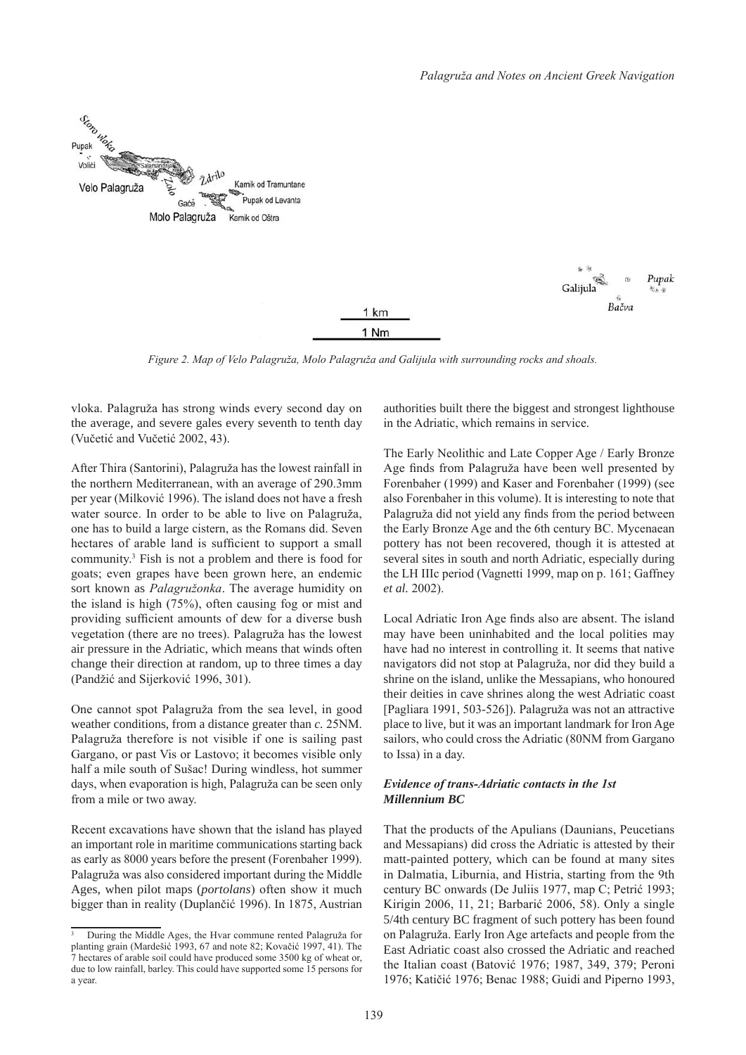*Figure 2. Map of Velo Palagruža, Molo Palagruža and Galijula with surrounding rocks and shoals.*

vloka. Palagruža has strong winds every second day on the average, and severe gales every seventh to tenth day (Vučetić and Vučetić 2002, 43).

After Thira (Santorini), Palagruža has the lowest rainfall in the northern Mediterranean, with an average of 290.3mm per year (Milković 1996). The island does not have a fresh water source. In order to be able to live on Palagruža, one has to build a large cistern, as the Romans did. Seven hectares of arable land is sufficient to support a small community.[3] Fish is not a problem and there is food for goats; even grapes have been grown here, an endemic sort known as *Palagružonka*. The average humidity on the island is high (75%), often causing fog or mist and providing sufficient amounts of dew for a diverse bush vegetation (there are no trees). Palagruža has the lowest air pressure in the Adriatic, which means that winds often change their direction at random, up to three times a day (Pandžić and Sijerković 1996, 301).

One cannot spot Palagruža from the sea level, in good weather conditions, from a distance greater than *c.* 25NM. Palagruža therefore is not visible if one is sailing past Gargano, or past Vis or Lastovo; it becomes visible only half a mile south of Sušac! During windless, hot summer days, when evaporation is high, Palagruža can be seen only from a mile or two away.

Recent excavations have shown that the island has played an important role in maritime communications starting back as early as 8000 years before the present (Forenbaher 1999). Palagruža was also considered important during the Middle Ages, when pilot maps (*portolans*) often show it much bigger than in reality (Duplančić 1996). In 1875, Austrian authorities built there the biggest and strongest lighthouse in the Adriatic, which remains in service.

The Early Neolithic and Late Copper Age / Early Bronze Age finds from Palagruža have been well presented by Forenbaher (1999) and Kaser and Forenbaher (1999) (see also Forenbaher in this volume). It is interesting to note that Palagruža did not yield any finds from the period between the Early Bronze Age and the 6th century BC. Mycenaean pottery has not been recovered, though it is attested at several sites in south and north Adriatic, especially during the LH IIIc period (Vagnetti 1999, map on p. 161; Gaffney *et al.* 2002).

Local Adriatic Iron Age finds also are absent. The island may have been uninhabited and the local polities may have had no interest in controlling it. It seems that native navigators did not stop at Palagruža, nor did they build a shrine on the island, unlike the Messapians, who honoured their deities in cave shrines along the west Adriatic coast [Pagliara 1991, 503-526]). Palagruža was not an attractive place to live, but it was an important landmark for Iron Age sailors, who could cross the Adriatic (80NM from Gargano to Issa) in a day.

### *Evidence of trans-Adriatic contacts in the 1st Millennium BC*

That the products of the Apulians (Daunians, Peucetians and Messapians) did cross the Adriatic is attested by their matt-painted pottery, which can be found at many sites in Dalmatia, Liburnia, and Histria, starting from the 9th century BC onwards (De Juliis 1977, map C; Petrić 1993; Kirigin 2006, 11, 21; Barbarić 2006, 58). Only a single 5/4th century BC fragment of such pottery has been found on Palagruža. Early Iron Age artefacts and people from the East Adriatic coast also crossed the Adriatic and reached the Italian coast (Batović 1976; 1987, 349, 379; Peroni 1976; Katičić 1976; Benac 1988; Guidi and Piperno 1993,

[3] During the Middle Ages, the Hvar commune rented Palagruža for planting grain (Mardešić 1993, 67 and note 82; Kovačić 1997, 41). The 7 hectares of arable soil could have produced some 3500 kg of wheat or, due to low rainfall, barley. This could have supported some 15 persons for a year.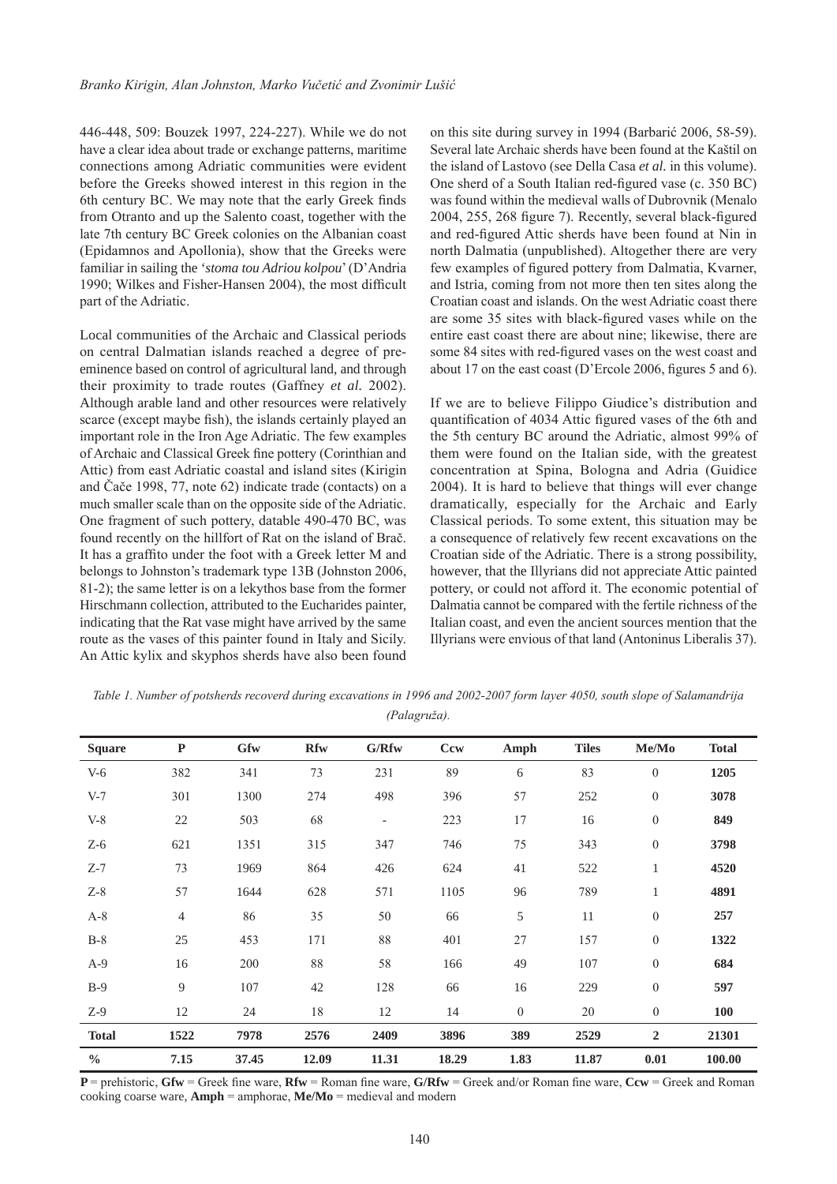446-448, 509: Bouzek 1997, 224-227). While we do not have a clear idea about trade or exchange patterns, maritime connections among Adriatic communities were evident before the Greeks showed interest in this region in the 6th century BC. We may note that the early Greek finds from Otranto and up the Salento coast, together with the late 7th century BC Greek colonies on the Albanian coast (Epidamnos and Apollonia), show that the Greeks were familiar in sailing the '*stoma tou Adriou kolpou*' (D'Andria 1990; Wilkes and Fisher-Hansen 2004), the most difficult part of the Adriatic.

Local communities of the Archaic and Classical periods on central Dalmatian islands reached a degree of pre-eminence based on control of agricultural land, and through their proximity to trade routes (Gaffney *et al.* 2002). Although arable land and other resources were relatively scarce (except maybe fish), the islands certainly played an important role in the Iron Age Adriatic. The few examples of Archaic and Classical Greek fine pottery (Corinthian and Attic) from east Adriatic coastal and island sites (Kirigin and Čače 1998, 77, note 62) indicate trade (contacts) on a much smaller scale than on the opposite side of the Adriatic. One fragment of such pottery, datable 490-470 BC, was found recently on the hillfort of Rat on the island of Brač. It has a graffito under the foot with a Greek letter M and belongs to Johnston's trademark type 13B (Johnston 2006, 81-2); the same letter is on a lekythos base from the former Hirschmann collection, attributed to the Eucharides painter, indicating that the Rat vase might have arrived by the same route as the vases of this painter found in Italy and Sicily. An Attic kylix and skyphos sherds have also been found on this site during survey in 1994 (Barbarić 2006, 58-59). Several late Archaic sherds have been found at the Kaštil on the island of Lastovo (see Della Casa *et al.* in this volume). One sherd of a South Italian red-figured vase (c. 350 BC) was found within the medieval walls of Dubrovnik (Menalo 2004, 255, 268 figure 7). Recently, several black-figured and red-figured Attic sherds have been found at Nin in north Dalmatia (unpublished). Altogether there are very few examples of figured pottery from Dalmatia, Kvarner, and Istria, coming from not more then ten sites along the Croatian coast and islands. On the west Adriatic coast there are some 35 sites with black-figured vases while on the entire east coast there are about nine; likewise, there are some 84 sites with red-figured vases on the west coast and about 17 on the east coast (D'Ercole 2006, figures 5 and 6).

If we are to believe Filippo Giudice's distribution and quantification of 4034 Attic figured vases of the 6th and the 5th century BC around the Adriatic, almost 99% of them were found on the Italian side, with the greatest concentration at Spina, Bologna and Adria (Guidice 2004). It is hard to believe that things will ever change dramatically, especially for the Archaic and Early Classical periods. To some extent, this situation may be a consequence of relatively few recent excavations on the Croatian side of the Adriatic. There is a strong possibility, however, that the Illyrians did not appreciate Attic painted pottery, or could not afford it. The economic potential of Dalmatia cannot be compared with the fertile richness of the Italian coast, and even the ancient sources mention that the Illyrians were envious of that land (Antoninus Liberalis 37).

*Table 1. Number of potsherds recoverd during excavations in 1996 and 2002-2007 form layer 4050, south slope of Salamandrija (Palagruža).*

| Square | P | Gfw | Rfw | G/Rfw | Ccw | Amph | Tiles | Me/Mo | Total |
|---|---|---|---|---|---|---|---|---|---|
| V-6 | 382 | 341 | 73 | 231 | 89 | 6 | 83 | 0 | **1205** |
| V-7 | 301 | 1300 | 274 | 498 | 396 | 57 | 252 | 0 | **3078** |
| V-8 | 22 | 503 | 68 | - | 223 | 17 | 16 | 0 | **849** |
| Z-6 | 621 | 1351 | 315 | 347 | 746 | 75 | 343 | 0 | **3798** |
| Z-7 | 73 | 1969 | 864 | 426 | 624 | 41 | 522 | 1 | **4520** |
| Z-8 | 57 | 1644 | 628 | 571 | 1105 | 96 | 789 | 1 | **4891** |
| A-8 | 4 | 86 | 35 | 50 | 66 | 5 | 11 | 0 | **257** |
| B-8 | 25 | 453 | 171 | 88 | 401 | 27 | 157 | 0 | **1322** |
| A-9 | 16 | 200 | 88 | 58 | 166 | 49 | 107 | 0 | **684** |
| B-9 | 9 | 107 | 42 | 128 | 66 | 16 | 229 | 0 | **597** |
| Z-9 | 12 | 24 | 18 | 12 | 14 | 0 | 20 | 0 | **100** |
| **Total** | **1522** | **7978** | **2576** | **2409** | **3896** | **389** | **2529** | **2** | **21301** |
| **%** | **7.15** | **37.45** | **12.09** | **11.31** | **18.29** | **1.83** | **11.87** | **0.01** | **100.00** |

**P** = prehistoric, **Gfw** = Greek fine ware, **Rfw** = Roman fine ware, **G/Rfw** = Greek and/or Roman fine ware, **Ccw** = Greek and Roman cooking coarse ware, **Amph** = amphorae, **Me/Mo** = medieval and modern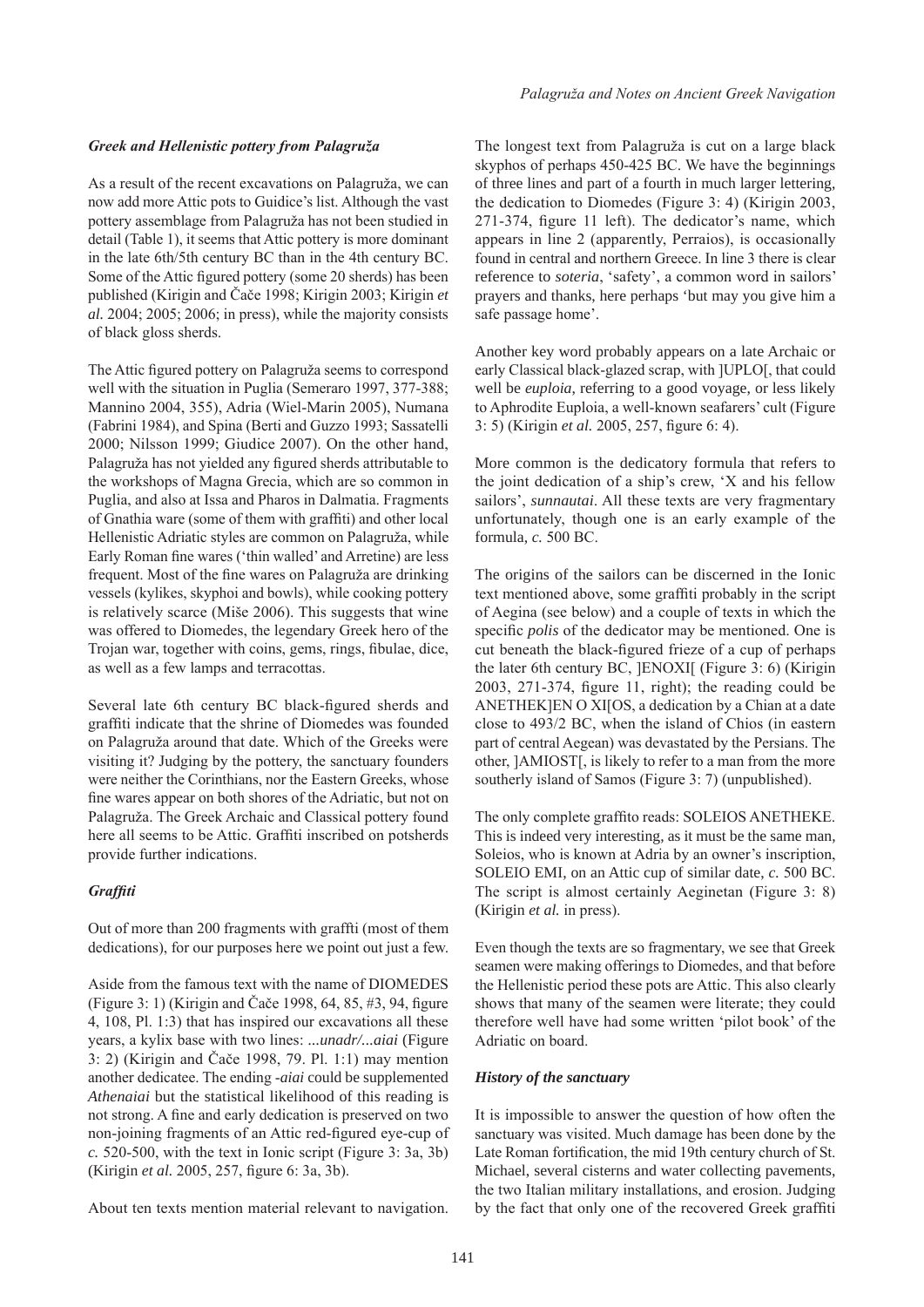### *Greek and Hellenistic pottery from Palagruža*

As a result of the recent excavations on Palagruža, we can now add more Attic pots to Guidice's list. Although the vast pottery assemblage from Palagruža has not been studied in detail (Table 1), it seems that Attic pottery is more dominant in the late 6th/5th century BC than in the 4th century BC. Some of the Attic figured pottery (some 20 sherds) has been published (Kirigin and Čače 1998; Kirigin 2003; Kirigin *et al.* 2004; 2005; 2006; in press), while the majority consists of black gloss sherds.

The Attic figured pottery on Palagruža seems to correspond well with the situation in Puglia (Semeraro 1997, 377-388; Mannino 2004, 355), Adria (Wiel-Marin 2005), Numana (Fabrini 1984), and Spina (Berti and Guzzo 1993; Sassatelli 2000; Nilsson 1999; Giudice 2007). On the other hand, Palagruža has not yielded any figured sherds attributable to the workshops of Magna Grecia, which are so common in Puglia, and also at Issa and Pharos in Dalmatia. Fragments of Gnathia ware (some of them with graffiti) and other local Hellenistic Adriatic styles are common on Palagruža, while Early Roman fine wares ('thin walled' and Arretine) are less frequent. Most of the fine wares on Palagruža are drinking vessels (kylikes, skyphoi and bowls), while cooking pottery is relatively scarce (Miše 2006). This suggests that wine was offered to Diomedes, the legendary Greek hero of the Trojan war, together with coins, gems, rings, fibulae, dice, as well as a few lamps and terracottas.

Several late 6th century BC black-figured sherds and graffiti indicate that the shrine of Diomedes was founded on Palagruža around that date. Which of the Greeks were visiting it? Judging by the pottery, the sanctuary founders were neither the Corinthians, nor the Eastern Greeks, whose fine wares appear on both shores of the Adriatic, but not on Palagruža. The Greek Archaic and Classical pottery found here all seems to be Attic. Graffiti inscribed on potsherds provide further indications.

### *Graffiti*

Out of more than 200 fragments with graffti (most of them dedications), for our purposes here we point out just a few.

Aside from the famous text with the name of DIOMEDES (Figure 3: 1) (Kirigin and Čače 1998, 64, 85, #3, 94, figure 4, 108, Pl. 1:3) that has inspired our excavations all these years, a kylix base with two lines: *...unadr/...aiai* (Figure 3: 2) (Kirigin and Čače 1998, 79. Pl. 1:1) may mention another dedicatee. The ending *-aiai* could be supplemented *Athenaiai* but the statistical likelihood of this reading is not strong. A fine and early dedication is preserved on two non-joining fragments of an Attic red-figured eye-cup of *c.* 520-500, with the text in Ionic script (Figure 3: 3a, 3b) (Kirigin *et al.* 2005, 257, figure 6: 3a, 3b).

About ten texts mention material relevant to navigation. The longest text from Palagruža is cut on a large black skyphos of perhaps 450-425 BC. We have the beginnings of three lines and part of a fourth in much larger lettering, the dedication to Diomedes (Figure 3: 4) (Kirigin 2003, 271-374, figure 11 left). The dedicator's name, which appears in line 2 (apparently, Perraios), is occasionally found in central and northern Greece. In line 3 there is clear reference to *soteria*, 'safety', a common word in sailors' prayers and thanks, here perhaps 'but may you give him a safe passage home'.

Another key word probably appears on a late Archaic or early Classical black-glazed scrap, with ]UPLO[, that could well be *euploia,* referring to a good voyage, or less likely to Aphrodite Euploia, a well-known seafarers' cult (Figure 3: 5) (Kirigin *et al.* 2005, 257, figure 6: 4).

More common is the dedicatory formula that refers to the joint dedication of a ship's crew, 'X and his fellow sailors', *sunnautai*. All these texts are very fragmentary unfortunately, though one is an early example of the formula, *c.* 500 BC.

The origins of the sailors can be discerned in the Ionic text mentioned above, some graffiti probably in the script of Aegina (see below) and a couple of texts in which the specific *polis* of the dedicator may be mentioned. One is cut beneath the black-figured frieze of a cup of perhaps the later 6th century BC, ]ENOXI[ (Figure 3: 6) (Kirigin 2003, 271-374, figure 11, right); the reading could be ANETHEK]EN O XI[OS, a dedication by a Chian at a date close to 493/2 BC, when the island of Chios (in eastern part of central Aegean) was devastated by the Persians. The other, ]AMIOST[, is likely to refer to a man from the more southerly island of Samos (Figure 3: 7) (unpublished).

The only complete graffito reads: SOLEIOS ANETHEKE. This is indeed very interesting, as it must be the same man, Soleios, who is known at Adria by an owner's inscription, SOLEIO EMI, on an Attic cup of similar date, *c.* 500 BC. The script is almost certainly Aeginetan (Figure 3: 8) (Kirigin *et al.* in press).

Even though the texts are so fragmentary, we see that Greek seamen were making offerings to Diomedes, and that before the Hellenistic period these pots are Attic. This also clearly shows that many of the seamen were literate; they could therefore well have had some written 'pilot book' of the Adriatic on board.

### *History of the sanctuary*

It is impossible to answer the question of how often the sanctuary was visited. Much damage has been done by the Late Roman fortification, the mid 19th century church of St. Michael, several cisterns and water collecting pavements, the two Italian military installations, and erosion. Judging by the fact that only one of the recovered Greek graffiti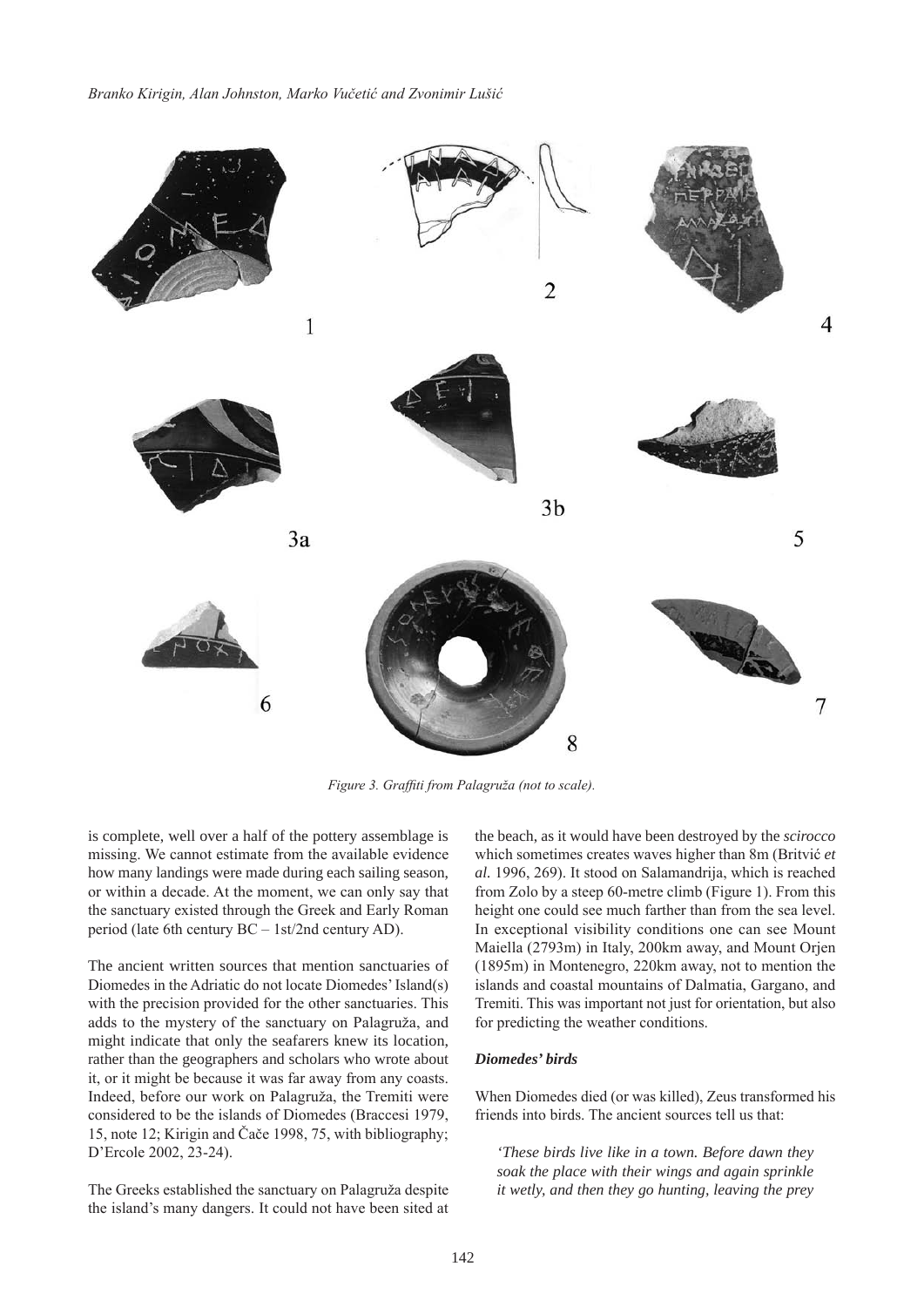Figure 3. Graffiti from Palagruža (not to scale).

is complete, well over a half of the pottery assemblage is missing. We cannot estimate from the available evidence how many landings were made during each sailing season, or within a decade. At the moment, we can only say that the sanctuary existed through the Greek and Early Roman period (late 6th century BC – 1st/2nd century AD).

The ancient written sources that mention sanctuaries of Diomedes in the Adriatic do not locate Diomedes' Island(s) with the precision provided for the other sanctuaries. This adds to the mystery of the sanctuary on Palagruža, and might indicate that only the seafarers knew its location, rather than the geographers and scholars who wrote about it, or it might be because it was far away from any coasts. Indeed, before our work on Palagruža, the Tremiti were considered to be the islands of Diomedes (Braccesi 1979, 15, note 12; Kirigin and Čače 1998, 75, with bibliography; D'Ercole 2002, 23-24).

The Greeks established the sanctuary on Palagruža despite the island's many dangers. It could not have been sited at the beach, as it would have been destroyed by the *scirocco* which sometimes creates waves higher than 8m (Britvić *et al.* 1996, 269). It stood on Salamandrija, which is reached from Zolo by a steep 60-metre climb (Figure 1). From this height one could see much farther than from the sea level. In exceptional visibility conditions one can see Mount Maiella (2793m) in Italy, 200km away, and Mount Orjen (1895m) in Montenegro, 220km away, not to mention the islands and coastal mountains of Dalmatia, Gargano, and Tremiti. This was important not just for orientation, but also for predicting the weather conditions.

### *Diomedes' birds*

When Diomedes died (or was killed), Zeus transformed his friends into birds. The ancient sources tell us that:

> *'These birds live like in a town. Before dawn they soak the place with their wings and again sprinkle it wetly, and then they go hunting, leaving the prey*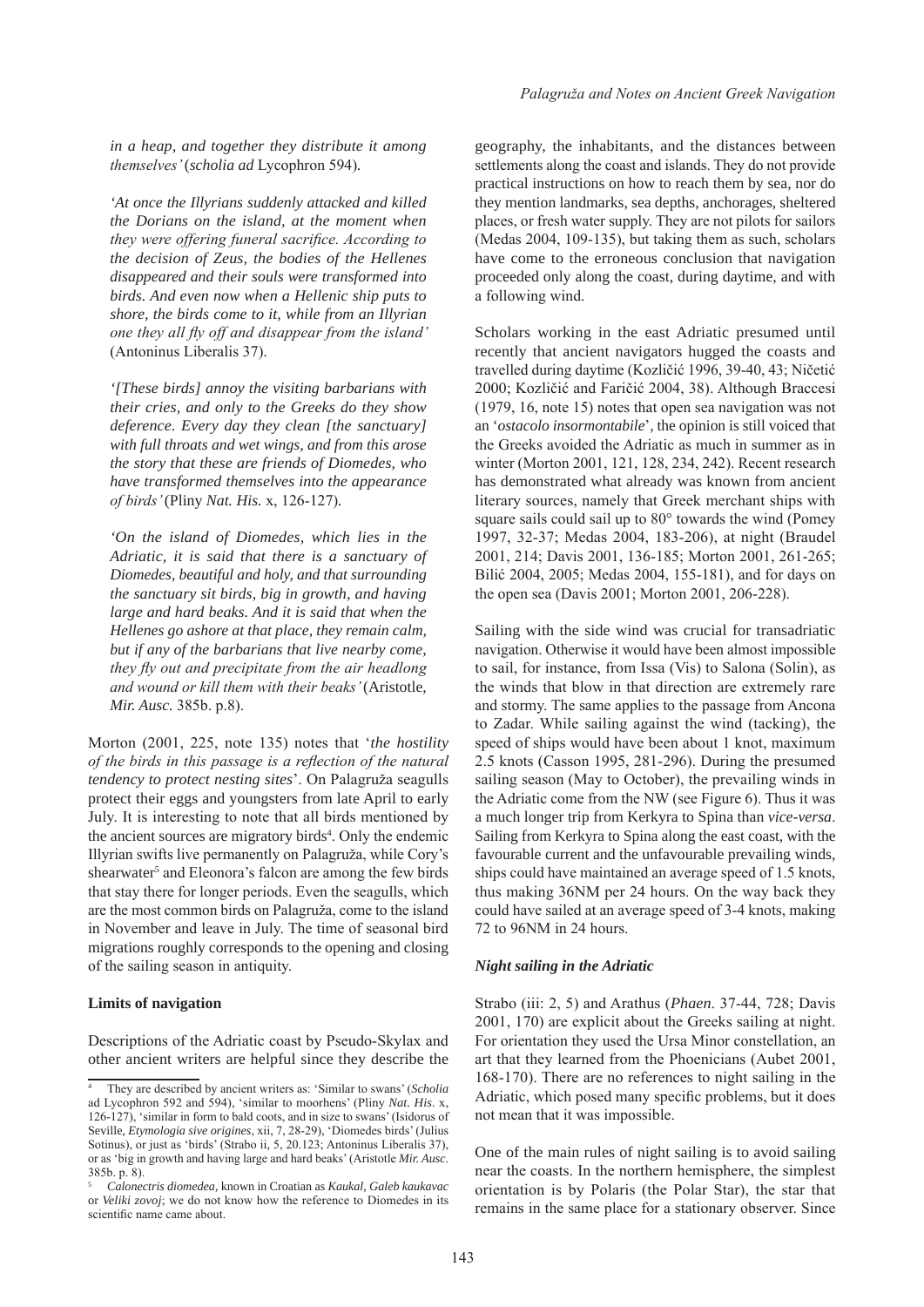*in a heap, and together they distribute it among themselves'* (*scholia ad* Lycophron 594).

*'At once the Illyrians suddenly attacked and killed the Dorians on the island, at the moment when they were offering funeral sacrifice. According to the decision of Zeus, the bodies of the Hellenes disappeared and their souls were transformed into birds. And even now when a Hellenic ship puts to shore, the birds come to it, while from an Illyrian one they all fly off and disappear from the island'* (Antoninus Liberalis 37).

*'[These birds] annoy the visiting barbarians with their cries, and only to the Greeks do they show deference. Every day they clean [the sanctuary] with full throats and wet wings, and from this arose the story that these are friends of Diomedes, who have transformed themselves into the appearance of birds'* (Pliny *Nat. His.* x, 126-127).

*'On the island of Diomedes, which lies in the Adriatic, it is said that there is a sanctuary of Diomedes, beautiful and holy, and that surrounding the sanctuary sit birds, big in growth, and having large and hard beaks. And it is said that when the Hellenes go ashore at that place, they remain calm, but if any of the barbarians that live nearby come, they fly out and precipitate from the air headlong and wound or kill them with their beaks'* (Aristotle, *Mir. Ausc.* 385b. p.8).

Morton (2001, 225, note 135) notes that '*the hostility of the birds in this passage is a reflection of the natural tendency to protect nesting sites*'. On Palagruža seagulls protect their eggs and youngsters from late April to early July. It is interesting to note that all birds mentioned by the ancient sources are migratory birds[4]. Only the endemic Illyrian swifts live permanently on Palagruža, while Cory's shearwater[5] and Eleonora's falcon are among the few birds that stay there for longer periods. Even the seagulls, which are the most common birds on Palagruža, come to the island in November and leave in July. The time of seasonal bird migrations roughly corresponds to the opening and closing of the sailing season in antiquity.

**Limits of navigation**

Descriptions of the Adriatic coast by Pseudo-Skylax and other ancient writers are helpful since they describe the geography, the inhabitants, and the distances between settlements along the coast and islands. They do not provide practical instructions on how to reach them by sea, nor do they mention landmarks, sea depths, anchorages, sheltered places, or fresh water supply. They are not pilots for sailors (Medas 2004, 109-135), but taking them as such, scholars have come to the erroneous conclusion that navigation proceeded only along the coast, during daytime, and with a following wind.

Scholars working in the east Adriatic presumed until recently that ancient navigators hugged the coasts and travelled during daytime (Kozličić 1996, 39-40, 43; Ničetić 2000; Kozličić and Faričić 2004, 38). Although Braccesi (1979, 16, note 15) notes that open sea navigation was not an '*ostacolo insormontabile*', the opinion is still voiced that the Greeks avoided the Adriatic as much in summer as in winter (Morton 2001, 121, 128, 234, 242). Recent research has demonstrated what already was known from ancient literary sources, namely that Greek merchant ships with square sails could sail up to 80° towards the wind (Pomey 1997, 32-37; Medas 2004, 183-206), at night (Braudel 2001, 214; Davis 2001, 136-185; Morton 2001, 261-265; Bilić 2004, 2005; Medas 2004, 155-181), and for days on the open sea (Davis 2001; Morton 2001, 206-228).

Sailing with the side wind was crucial for transadriatic navigation. Otherwise it would have been almost impossible to sail, for instance, from Issa (Vis) to Salona (Solin), as the winds that blow in that direction are extremely rare and stormy. The same applies to the passage from Ancona to Zadar. While sailing against the wind (tacking), the speed of ships would have been about 1 knot, maximum 2.5 knots (Casson 1995, 281-296). During the presumed sailing season (May to October), the prevailing winds in the Adriatic come from the NW (see Figure 6). Thus it was a much longer trip from Kerkyra to Spina than *vice-versa*. Sailing from Kerkyra to Spina along the east coast, with the favourable current and the unfavourable prevailing winds, ships could have maintained an average speed of 1.5 knots, thus making 36NM per 24 hours. On the way back they could have sailed at an average speed of 3-4 knots, making 72 to 96NM in 24 hours.

***Night sailing in the Adriatic***

Strabo (iii: 2, 5) and Arathus (*Phaen*. 37-44, 728; Davis 2001, 170) are explicit about the Greeks sailing at night. For orientation they used the Ursa Minor constellation, an art that they learned from the Phoenicians (Aubet 2001, 168-170). There are no references to night sailing in the Adriatic, which posed many specific problems, but it does not mean that it was impossible.

One of the main rules of night sailing is to avoid sailing near the coasts. In the northern hemisphere, the simplest orientation is by Polaris (the Polar Star), the star that remains in the same place for a stationary observer. Since

[4] They are described by ancient writers as: 'Similar to swans' (*Scholia* ad Lycophron 592 and 594), 'similar to moorhens' (Pliny *Nat. His*. x, 126-127), 'similar in form to bald coots, and in size to swans' (Isidorus of Seville, *Etymologia sive origines*, xii, 7, 28-29), 'Diomedes birds' (Julius Sotinus), or just as 'birds' (Strabo ii, 5, 20.123; Antoninus Liberalis 37), or as 'big in growth and having large and hard beaks' (Aristotle *Mir. Ausc*. 385b. p. 8).

[5] *Calonectris diomedea*, known in Croatian as *Kaukal*, *Galeb kaukavac* or *Veliki zovoj*; we do not know how the reference to Diomedes in its scientific name came about.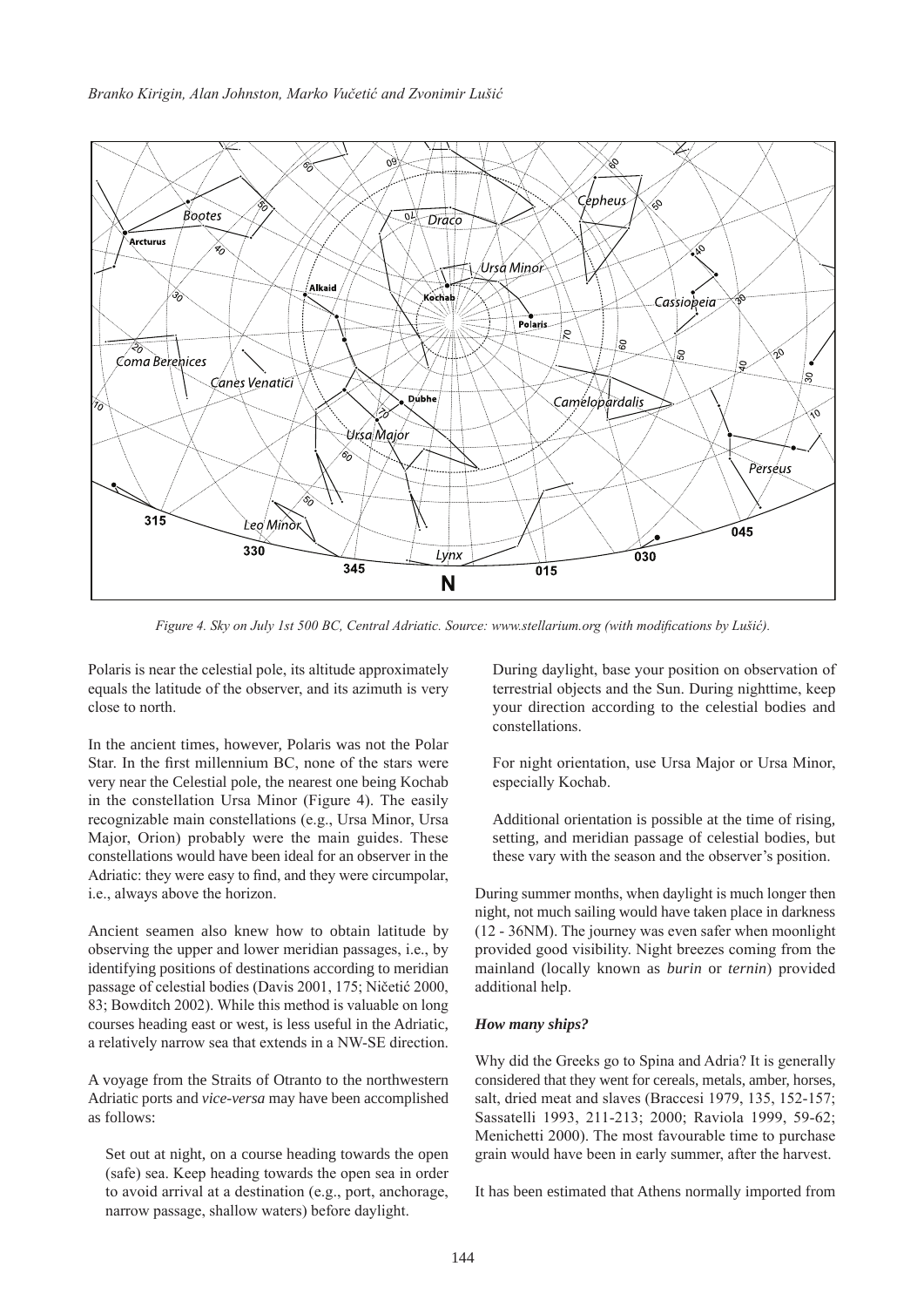Figure 4. Sky on July 1st 500 BC, Central Adriatic. Source: www.stellarium.org (with modifications by Lušić).

Polaris is near the celestial pole, its altitude approximately equals the latitude of the observer, and its azimuth is very close to north.

In the ancient times, however, Polaris was not the Polar Star. In the first millennium BC, none of the stars were very near the Celestial pole, the nearest one being Kochab in the constellation Ursa Minor (Figure 4). The easily recognizable main constellations (e.g., Ursa Minor, Ursa Major, Orion) probably were the main guides. These constellations would have been ideal for an observer in the Adriatic: they were easy to find, and they were circumpolar, i.e., always above the horizon.

Ancient seamen also knew how to obtain latitude by observing the upper and lower meridian passages, i.e., by identifying positions of destinations according to meridian passage of celestial bodies (Davis 2001, 175; Ničetić 2000, 83; Bowditch 2002). While this method is valuable on long courses heading east or west, is less useful in the Adriatic, a relatively narrow sea that extends in a NW-SE direction.

A voyage from the Straits of Otranto to the northwestern Adriatic ports and *vice-versa* may have been accomplished as follows:

> Set out at night, on a course heading towards the open (safe) sea. Keep heading towards the open sea in order to avoid arrival at a destination (e.g., port, anchorage, narrow passage, shallow waters) before daylight.
>
> During daylight, base your position on observation of terrestrial objects and the Sun. During nighttime, keep your direction according to the celestial bodies and constellations.
>
> For night orientation, use Ursa Major or Ursa Minor, especially Kochab.
>
> Additional orientation is possible at the time of rising, setting, and meridian passage of celestial bodies, but these vary with the season and the observer's position.

During summer months, when daylight is much longer then night, not much sailing would have taken place in darkness (12 - 36NM). The journey was even safer when moonlight provided good visibility. Night breezes coming from the mainland (locally known as *burin* or *ternin*) provided additional help.

### *How many ships?*

Why did the Greeks go to Spina and Adria? It is generally considered that they went for cereals, metals, amber, horses, salt, dried meat and slaves (Braccesi 1979, 135, 152-157; Sassatelli 1993, 211-213; 2000; Raviola 1999, 59-62; Menichetti 2000). The most favourable time to purchase grain would have been in early summer, after the harvest.

It has been estimated that Athens normally imported from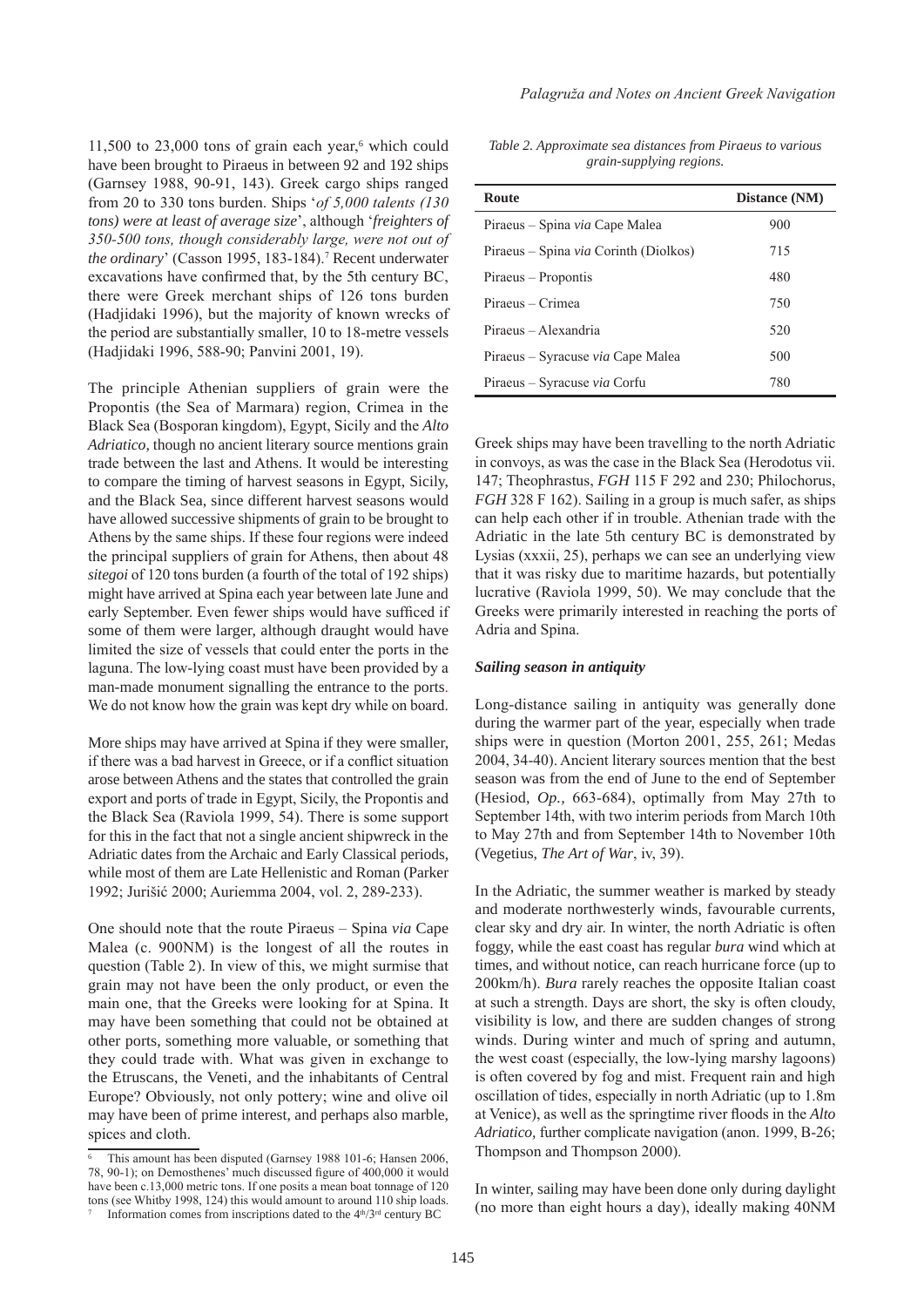11,500 to 23,000 tons of grain each year,[6] which could have been brought to Piraeus in between 92 and 192 ships (Garnsey 1988, 90-91, 143). Greek cargo ships ranged from 20 to 330 tons burden. Ships '*of 5,000 talents (130 tons) were at least of average size*', although '*freighters of 350-500 tons, though considerably large, were not out of the ordinary*' (Casson 1995, 183-184).[7] Recent underwater excavations have confirmed that, by the 5th century BC, there were Greek merchant ships of 126 tons burden (Hadjidaki 1996), but the majority of known wrecks of the period are substantially smaller, 10 to 18-metre vessels (Hadjidaki 1996, 588-90; Panvini 2001, 19).

The principle Athenian suppliers of grain were the Propontis (the Sea of Marmara) region, Crimea in the Black Sea (Bosporan kingdom), Egypt, Sicily and the *Alto Adriatico,* though no ancient literary source mentions grain trade between the last and Athens. It would be interesting to compare the timing of harvest seasons in Egypt, Sicily, and the Black Sea, since different harvest seasons would have allowed successive shipments of grain to be brought to Athens by the same ships. If these four regions were indeed the principal suppliers of grain for Athens, then about 48 *sitegoi* of 120 tons burden (a fourth of the total of 192 ships) might have arrived at Spina each year between late June and early September. Even fewer ships would have sufficed if some of them were larger, although draught would have limited the size of vessels that could enter the ports in the laguna. The low-lying coast must have been provided by a man-made monument signalling the entrance to the ports. We do not know how the grain was kept dry while on board.

More ships may have arrived at Spina if they were smaller, if there was a bad harvest in Greece, or if a conflict situation arose between Athens and the states that controlled the grain export and ports of trade in Egypt, Sicily, the Propontis and the Black Sea (Raviola 1999, 54). There is some support for this in the fact that not a single ancient shipwreck in the Adriatic dates from the Archaic and Early Classical periods, while most of them are Late Hellenistic and Roman (Parker 1992; Jurišić 2000; Auriemma 2004, vol. 2, 289-233).

One should note that the route Piraeus – Spina *via* Cape Malea (c. 900NM) is the longest of all the routes in question (Table 2). In view of this, we might surmise that grain may not have been the only product, or even the main one, that the Greeks were looking for at Spina. It may have been something that could not be obtained at other ports, something more valuable, or something that they could trade with. What was given in exchange to the Etruscans, the Veneti, and the inhabitants of Central Europe? Obviously, not only pottery; wine and olive oil may have been of prime interest, and perhaps also marble, spices and cloth.

*Table 2. Approximate sea distances from Piraeus to various grain-supplying regions.*

| Route | Distance (NM) |
|---|---|
| Piraeus – Spina *via* Cape Malea | 900 |
| Piraeus – Spina *via* Corinth (Diolkos) | 715 |
| Piraeus – Propontis | 480 |
| Piraeus – Crimea | 750 |
| Piraeus – Alexandria | 520 |
| Piraeus – Syracuse *via* Cape Malea | 500 |
| Piraeus – Syracuse *via* Corfu | 780 |

Greek ships may have been travelling to the north Adriatic in convoys, as was the case in the Black Sea (Herodotus vii. 147; Theophrastus, *FGH* 115 F 292 and 230; Philochorus, *FGH* 328 F 162). Sailing in a group is much safer, as ships can help each other if in trouble. Athenian trade with the Adriatic in the late 5th century BC is demonstrated by Lysias (xxxii, 25), perhaps we can see an underlying view that it was risky due to maritime hazards, but potentially lucrative (Raviola 1999, 50). We may conclude that the Greeks were primarily interested in reaching the ports of Adria and Spina.

### *Sailing season in antiquity*

Long-distance sailing in antiquity was generally done during the warmer part of the year, especially when trade ships were in question (Morton 2001, 255, 261; Medas 2004, 34-40). Ancient literary sources mention that the best season was from the end of June to the end of September (Hesiod, *Op.,* 663-684), optimally from May 27th to September 14th, with two interim periods from March 10th to May 27th and from September 14th to November 10th (Vegetius, *The Art of War*, iv, 39).

In the Adriatic, the summer weather is marked by steady and moderate northwesterly winds, favourable currents, clear sky and dry air. In winter, the north Adriatic is often foggy, while the east coast has regular *bura* wind which at times, and without notice, can reach hurricane force (up to 200km/h). *Bura* rarely reaches the opposite Italian coast at such a strength. Days are short, the sky is often cloudy, visibility is low, and there are sudden changes of strong winds. During winter and much of spring and autumn, the west coast (especially, the low-lying marshy lagoons) is often covered by fog and mist. Frequent rain and high oscillation of tides, especially in north Adriatic (up to 1.8m at Venice), as well as the springtime river floods in the *Alto Adriatico*, further complicate navigation (anon. 1999, B-26; Thompson and Thompson 2000).

In winter, sailing may have been done only during daylight (no more than eight hours a day), ideally making 40NM

---

[6] This amount has been disputed (Garnsey 1988 101-6; Hansen 2006, 78, 90-1); on Demosthenes' much discussed figure of 400,000 it would have been c.13,000 metric tons. If one posits a mean boat tonnage of 120 tons (see Whitby 1998, 124) this would amount to around 110 ship loads.

[7] Information comes from inscriptions dated to the 4th/3rd century BC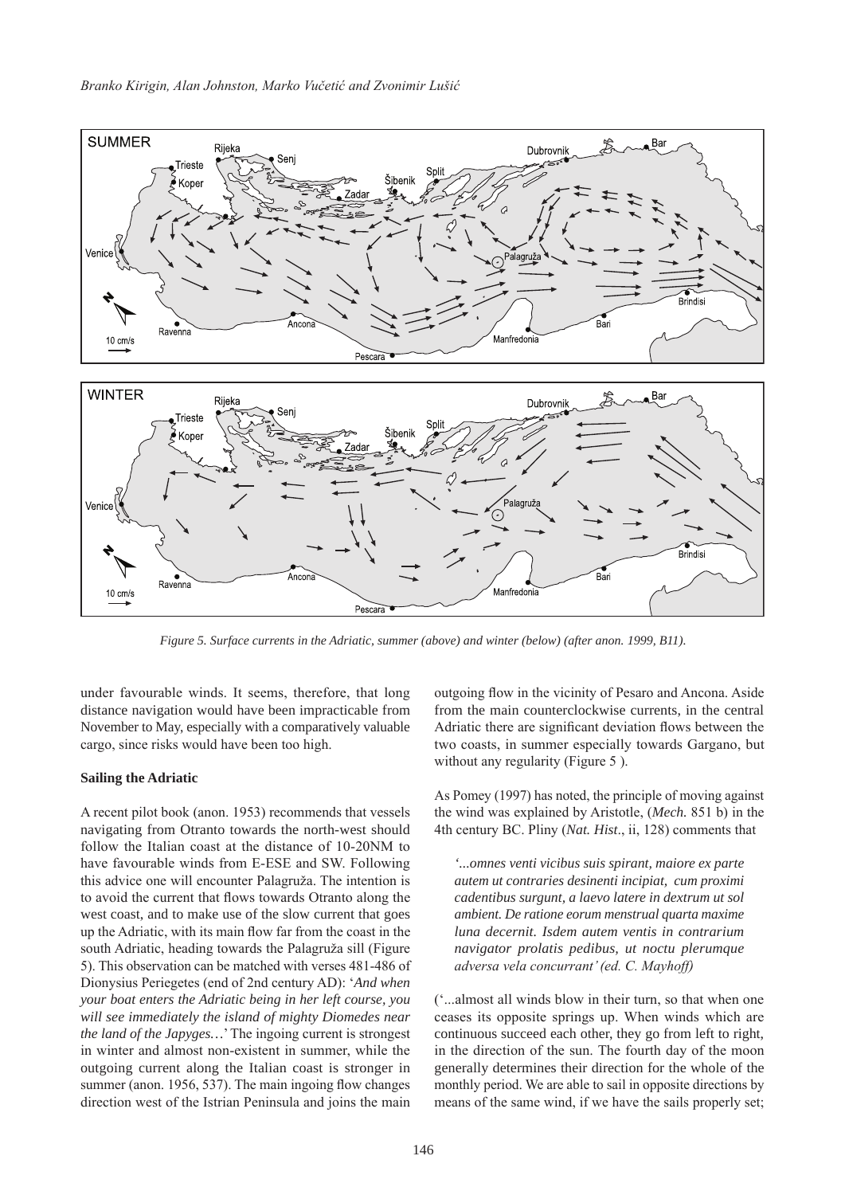Figure 5. Surface currents in the Adriatic, summer (above) and winter (below) (after anon. 1999, B11).

under favourable winds. It seems, therefore, that long distance navigation would have been impracticable from November to May, especially with a comparatively valuable cargo, since risks would have been too high.

**Sailing the Adriatic**

A recent pilot book (anon. 1953) recommends that vessels navigating from Otranto towards the north-west should follow the Italian coast at the distance of 10-20NM to have favourable winds from E-ESE and SW. Following this advice one will encounter Palagruža. The intention is to avoid the current that flows towards Otranto along the west coast, and to make use of the slow current that goes up the Adriatic, with its main flow far from the coast in the south Adriatic, heading towards the Palagruža sill (Figure 5). This observation can be matched with verses 481-486 of Dionysius Periegetes (end of 2nd century AD): '*And when your boat enters the Adriatic being in her left course, you will see immediately the island of mighty Diomedes near the land of the Japyges…*' The ingoing current is strongest in winter and almost non-existent in summer, while the outgoing current along the Italian coast is stronger in summer (anon. 1956, 537). The main ingoing flow changes direction west of the Istrian Peninsula and joins the main outgoing flow in the vicinity of Pesaro and Ancona. Aside from the main counterclockwise currents, in the central Adriatic there are significant deviation flows between the two coasts, in summer especially towards Gargano, but without any regularity (Figure 5 ).

As Pomey (1997) has noted, the principle of moving against the wind was explained by Aristotle, (*Mech.* 851 b) in the 4th century BC. Pliny (*Nat. Hist*., ii, 128) comments that

> *'...omnes venti vicibus suis spirant, maiore ex parte autem ut contraries desinenti incipiat, cum proximi cadentibus surgunt, a laevo latere in dextrum ut sol ambient. De ratione eorum menstrual quarta maxime luna decernit. Isdem autem ventis in contrarium navigator prolatis pedibus, ut noctu plerumque adversa vela concurrant' (ed. C. Mayhoff)*

('...almost all winds blow in their turn, so that when one ceases its opposite springs up. When winds which are continuous succeed each other, they go from left to right, in the direction of the sun. The fourth day of the moon generally determines their direction for the whole of the monthly period. We are able to sail in opposite directions by means of the same wind, if we have the sails properly set;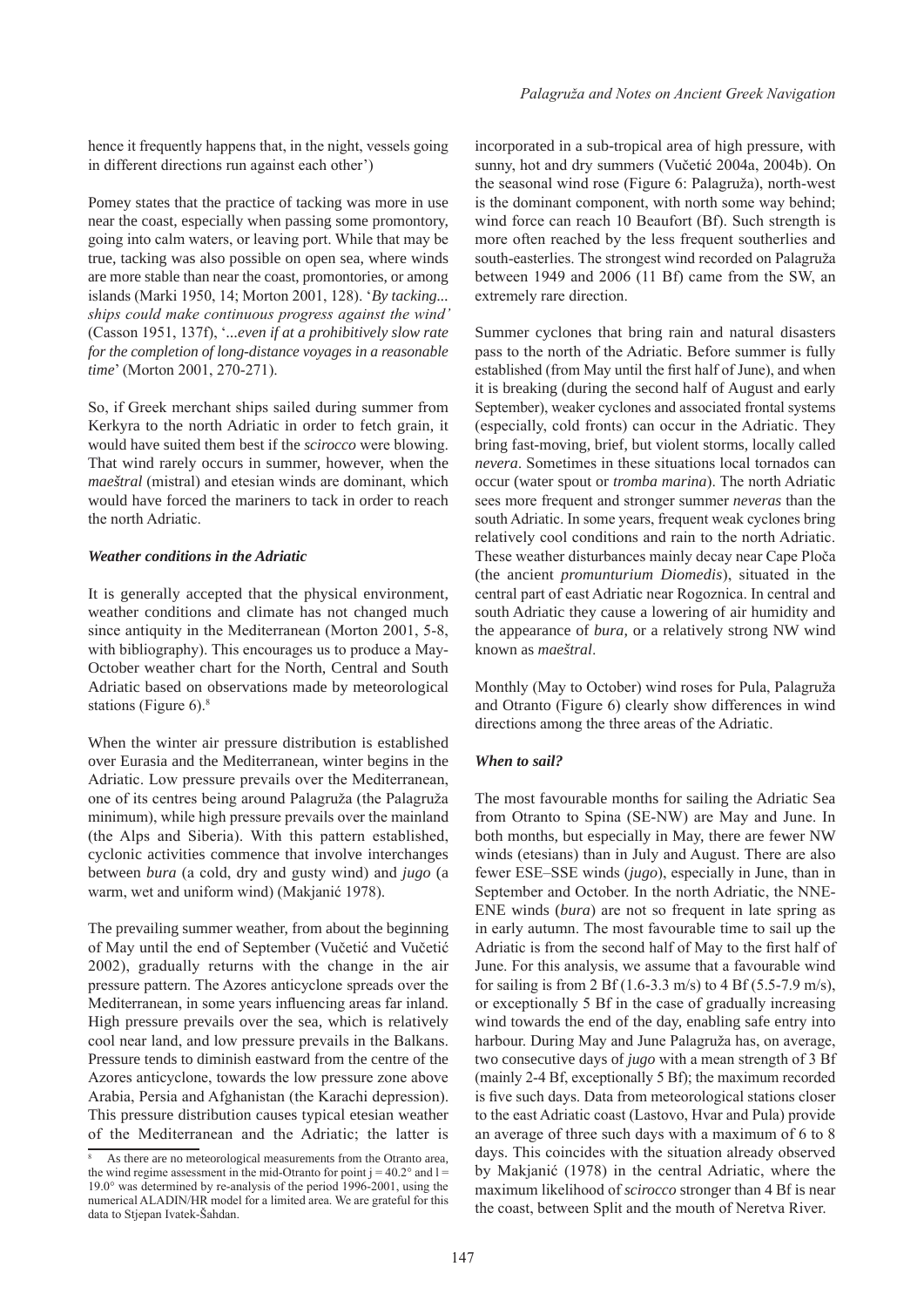hence it frequently happens that, in the night, vessels going in different directions run against each other')

Pomey states that the practice of tacking was more in use near the coast, especially when passing some promontory, going into calm waters, or leaving port. While that may be true, tacking was also possible on open sea, where winds are more stable than near the coast, promontories, or among islands (Marki 1950, 14; Morton 2001, 128). '*By tacking... ships could make continuous progress against the wind'* (Casson 1951, 137f), '*...even if at a prohibitively slow rate for the completion of long-distance voyages in a reasonable time*' (Morton 2001, 270-271).

So, if Greek merchant ships sailed during summer from Kerkyra to the north Adriatic in order to fetch grain, it would have suited them best if the *scirocco* were blowing. That wind rarely occurs in summer, however, when the *maeštral* (mistral) and etesian winds are dominant, which would have forced the mariners to tack in order to reach the north Adriatic.

### *Weather conditions in the Adriatic*

It is generally accepted that the physical environment, weather conditions and climate has not changed much since antiquity in the Mediterranean (Morton 2001, 5-8, with bibliography). This encourages us to produce a May-October weather chart for the North, Central and South Adriatic based on observations made by meteorological stations (Figure 6).[8]

When the winter air pressure distribution is established over Eurasia and the Mediterranean, winter begins in the Adriatic. Low pressure prevails over the Mediterranean, one of its centres being around Palagruža (the Palagruža minimum), while high pressure prevails over the mainland (the Alps and Siberia). With this pattern established, cyclonic activities commence that involve interchanges between *bura* (a cold, dry and gusty wind) and *jugo* (a warm, wet and uniform wind) (Makjanić 1978).

The prevailing summer weather, from about the beginning of May until the end of September (Vučetić and Vučetić 2002), gradually returns with the change in the air pressure pattern. The Azores anticyclone spreads over the Mediterranean, in some years influencing areas far inland. High pressure prevails over the sea, which is relatively cool near land, and low pressure prevails in the Balkans. Pressure tends to diminish eastward from the centre of the Azores anticyclone, towards the low pressure zone above Arabia, Persia and Afghanistan (the Karachi depression). This pressure distribution causes typical etesian weather of the Mediterranean and the Adriatic; the latter is incorporated in a sub-tropical area of high pressure, with sunny, hot and dry summers (Vučetić 2004a, 2004b). On the seasonal wind rose (Figure 6: Palagruža), north-west is the dominant component, with north some way behind; wind force can reach 10 Beaufort (Bf). Such strength is more often reached by the less frequent southerlies and south-easterlies. The strongest wind recorded on Palagruža between 1949 and 2006 (11 Bf) came from the SW, an extremely rare direction.

Summer cyclones that bring rain and natural disasters pass to the north of the Adriatic. Before summer is fully established (from May until the first half of June), and when it is breaking (during the second half of August and early September), weaker cyclones and associated frontal systems (especially, cold fronts) can occur in the Adriatic. They bring fast-moving, brief, but violent storms, locally called *nevera*. Sometimes in these situations local tornados can occur (water spout or *tromba marina*). The north Adriatic sees more frequent and stronger summer *neveras* than the south Adriatic. In some years, frequent weak cyclones bring relatively cool conditions and rain to the north Adriatic. These weather disturbances mainly decay near Cape Ploča (the ancient *promunturium Diomedis*), situated in the central part of east Adriatic near Rogoznica. In central and south Adriatic they cause a lowering of air humidity and the appearance of *bura*, or a relatively strong NW wind known as *maeštral*.

Monthly (May to October) wind roses for Pula, Palagruža and Otranto (Figure 6) clearly show differences in wind directions among the three areas of the Adriatic.

### *When to sail?*

The most favourable months for sailing the Adriatic Sea from Otranto to Spina (SE-NW) are May and June. In both months, but especially in May, there are fewer NW winds (etesians) than in July and August. There are also fewer ESE–SSE winds (*jugo*), especially in June, than in September and October. In the north Adriatic, the NNE-ENE winds (*bura*) are not so frequent in late spring as in early autumn. The most favourable time to sail up the Adriatic is from the second half of May to the first half of June. For this analysis, we assume that a favourable wind for sailing is from 2 Bf (1.6-3.3 m/s) to 4 Bf (5.5-7.9 m/s), or exceptionally 5 Bf in the case of gradually increasing wind towards the end of the day, enabling safe entry into harbour. During May and June Palagruža has, on average, two consecutive days of *jugo* with a mean strength of 3 Bf (mainly 2-4 Bf, exceptionally 5 Bf); the maximum recorded is five such days. Data from meteorological stations closer to the east Adriatic coast (Lastovo, Hvar and Pula) provide an average of three such days with a maximum of 6 to 8 days. This coincides with the situation already observed by Makjanić (1978) in the central Adriatic, where the maximum likelihood of *scirocco* stronger than 4 Bf is near the coast, between Split and the mouth of Neretva River.

---

[8] As there are no meteorological measurements from the Otranto area, the wind regime assessment in the mid-Otranto for point $\varphi = 40.2°$ and $\lambda = 19.0°$ was determined by re-analysis of the period 1996-2001, using the numerical ALADIN/HR model for a limited area. We are grateful for this data to Stjepan Ivatek-Šahdan.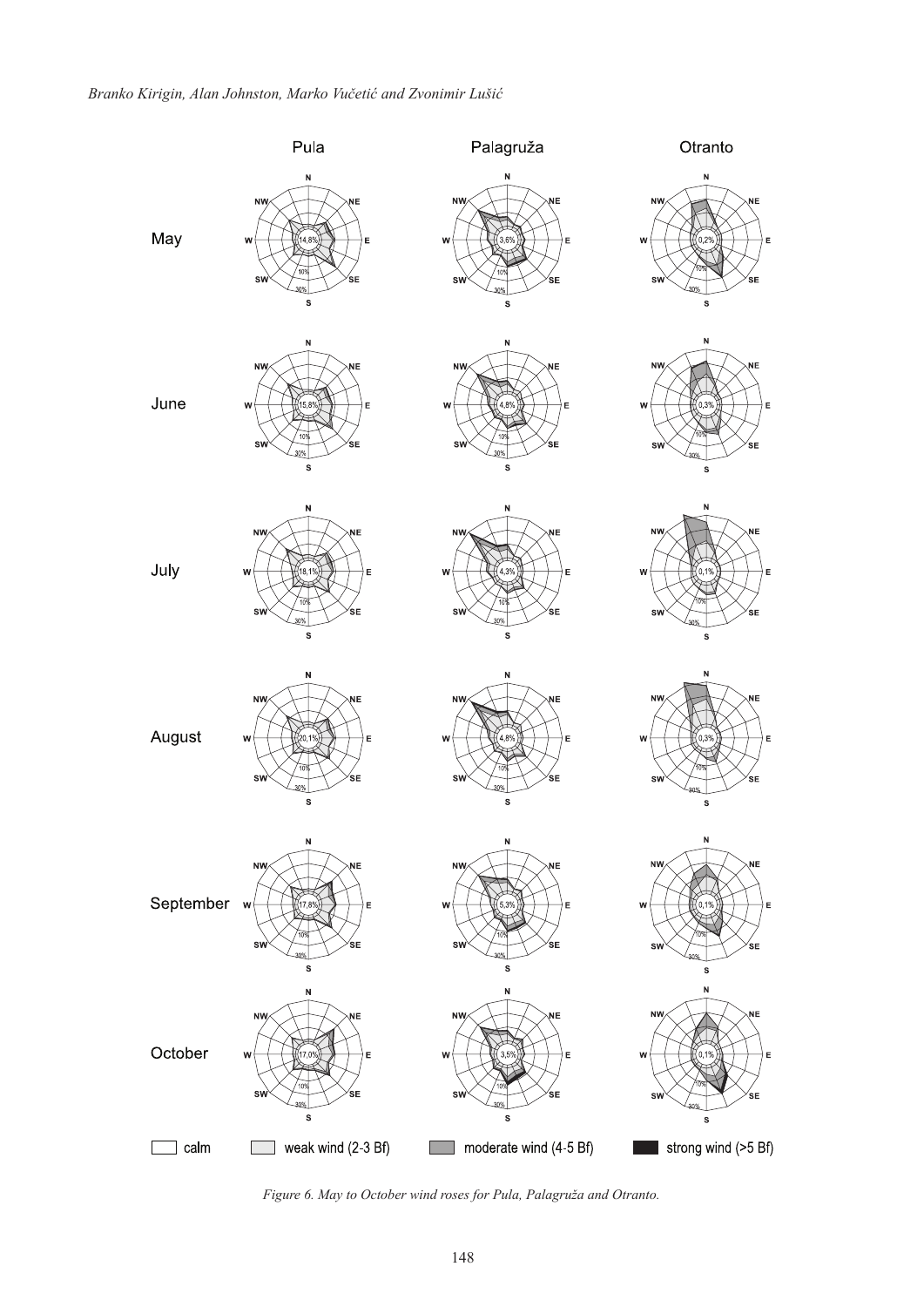Pula Palagruža Otranto

May

June

July

August

September

October

calm weak wind (2-3 Bf) moderate wind (4-5 Bf) strong wind (>5 Bf)

*Figure 6. May to October wind roses for Pula, Palagruža and Otranto.*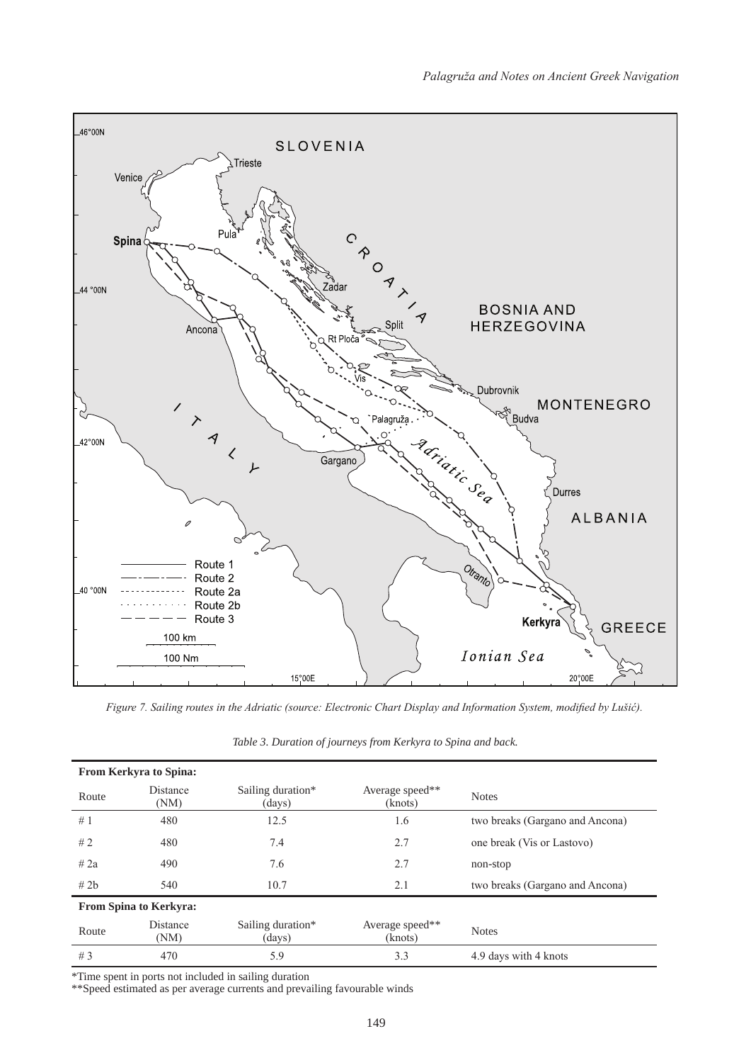*Figure 7. Sailing routes in the Adriatic (source: Electronic Chart Display and Information System, modified by Lušić).*

*Table 3. Duration of journeys from Kerkyra to Spina and back.*

| Route | Distance (NM) | Sailing duration* (days) | Average speed** (knots) | Notes |
|---|---|---|---|---|
| **From Kerkyra to Spina:** | | | | |
| # 1 | 480 | 12.5 | 1.6 | two breaks (Gargano and Ancona) |
| # 2 | 480 | 7.4 | 2.7 | one break (Vis or Lastovo) |
| # 2a | 490 | 7.6 | 2.7 | non-stop |
| # 2b | 540 | 10.7 | 2.1 | two breaks (Gargano and Ancona) |
| **From Spina to Kerkyra:** | | | | |
| # 3 | 470 | 5.9 | 3.3 | 4.9 days with 4 knots |

*Time spent in ports not included in sailing duration
**Speed estimated as per average currents and prevailing favourable winds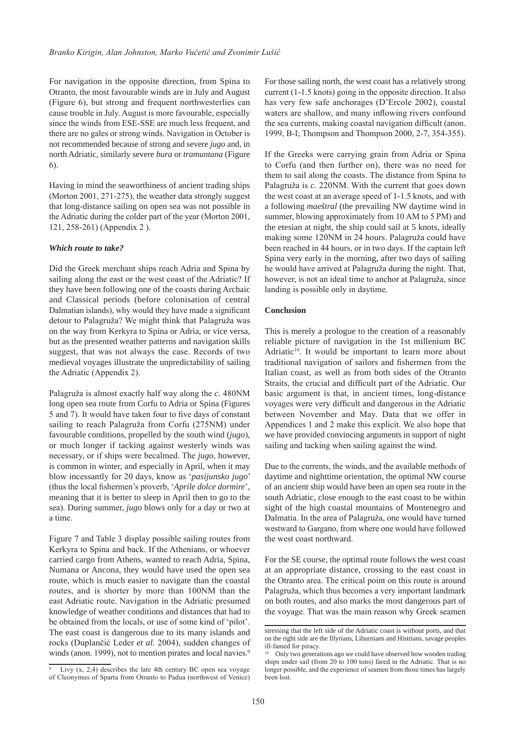For navigation in the opposite direction, from Spina to Otranto, the most favourable winds are in July and August (Figure 6), but strong and frequent northwesterlies can cause trouble in July. August is more favourable, especially since the winds from ESE-SSE are much less frequent, and there are no gales or strong winds. Navigation in October is not recommended because of strong and severe *jugo* and, in north Adriatic, similarly severe *bura* or *tramuntana* (Figure 6).

Having in mind the seaworthiness of ancient trading ships (Morton 2001, 271-275), the weather data strongly suggest that long-distance sailing on open sea was not possible in the Adriatic during the colder part of the year (Morton 2001, 121, 258-261) (Appendix 2 ).

### *Which route to take?*

Did the Greek merchant ships reach Adria and Spina by sailing along the east or the west coast of the Adriatic? If they have been following one of the coasts during Archaic and Classical periods (before colonisation of central Dalmatian islands), why would they have made a significant detour to Palagruža? We might think that Palagruža was on the way from Kerkyra to Spina or Adria, or vice versa, but as the presented weather patterns and navigation skills suggest, that was not always the case. Records of two medieval voyages illustrate the unpredictability of sailing the Adriatic (Appendix 2).

Palagruža is almost exactly half way along the *c.* 480NM long open sea route from Corfu to Adria or Spina (Figures 5 and 7). It would have taken four to five days of constant sailing to reach Palagruža from Corfu (275NM) under favourable conditions, propelled by the south wind (*jugo*), or much longer if tacking against westerly winds was necessary, or if ships were becalmed. The *jugo*, however, is common in winter, and especially in April, when it may blow incessantly for 20 days, know as '*pasijunsko jugo*' (thus the local fishermen's proverb, '*Aprile dolce dormire*', meaning that it is better to sleep in April then to go to the sea). During summer, *jugo* blows only for a day or two at a time.

Figure 7 and Table 3 display possible sailing routes from Kerkyra to Spina and back. If the Athenians, or whoever carried cargo from Athens, wanted to reach Adria, Spina, Numana or Ancona, they would have used the open sea route, which is much easier to navigate than the coastal routes, and is shorter by more than 100NM than the east Adriatic route. Navigation in the Adriatic presumed knowledge of weather conditions and distances that had to be obtained from the locals, or use of some kind of 'pilot'. The east coast is dangerous due to its many islands and rocks (Duplančić Leder *et al.* 2004), sudden changes of winds (anon. 1999), not to mention pirates and local navies.[9]

For those sailing north, the west coast has a relatively strong current (1-1.5 knots) going in the opposite direction. It also has very few safe anchorages (D'Ercole 2002), coastal waters are shallow, and many inflowing rivers confound the sea currents, making coastal navigation difficult (anon. 1999, B-I; Thompson and Thompson 2000, 2-7, 354-355).

If the Greeks were carrying grain from Adria or Spina to Corfu (and then further on), there was no need for them to sail along the coasts. The distance from Spina to Palagruža is *c.* 220NM. With the current that goes down the west coast at an average speed of 1-1.5 knots, and with a following *maeštral* (the prevailing NW daytime wind in summer, blowing approximately from 10 AM to 5 PM) and the etesian at night, the ship could sail at 5 knots, ideally making some 120NM in 24 hours. Palagruža could have been reached in 44 hours, or in two days. If the captain left Spina very early in the morning, after two days of sailing he would have arrived at Palagruža during the night. That, however, is not an ideal time to anchor at Palagruža, since landing is possible only in daytime.

### Conclusion

This is merely a prologue to the creation of a reasonably reliable picture of navigation in the 1st millenium BC Adriatic[10]. It would be important to learn more about traditional navigation of sailors and fishermen from the Italian coast, as well as from both sides of the Otranto Straits, the crucial and difficult part of the Adriatic. Our basic argument is that, in ancient times, long-distance voyages were very difficult and dangerous in the Adriatic between November and May. Data that we offer in Appendices 1 and 2 make this explicit. We also hope that we have provided convincing arguments in support of night sailing and tacking when sailing against the wind.

Due to the currents, the winds, and the available methods of daytime and nighttime orientation, the optimal NW course of an ancient ship would have been an open sea route in the south Adriatic, close enough to the east coast to be within sight of the high coastal mountains of Montenegro and Dalmatia. In the area of Palagruža, one would have turned westward to Gargano, from where one would have followed the west coast northward.

For the SE course, the optimal route follows the west coast at an appropriate distance, crossing to the east coast in the Otranto area. The critical point on this route is around Palagruža, which thus becomes a very important landmark on both routes, and also marks the most dangerous part of the voyage. That was the main reason why Greek seamen

---

[9] Livy (x, 2,4) describes the late 4th century BC open sea voyage of Cleonymus of Sparta from Otranto to Padua (northwest of Venice) stressing that the left side of the Adriatic coast is without ports, and that on the right side are the Illyrians, Liburnians and Histrians, savage peoples ill-famed for piracy.

[10] Only two generations ago we could have observed how wooden trading ships under sail (from 20 to 100 tons) fared in the Adriatic. That is no longer possible, and the experience of seamen from those times has largely been lost.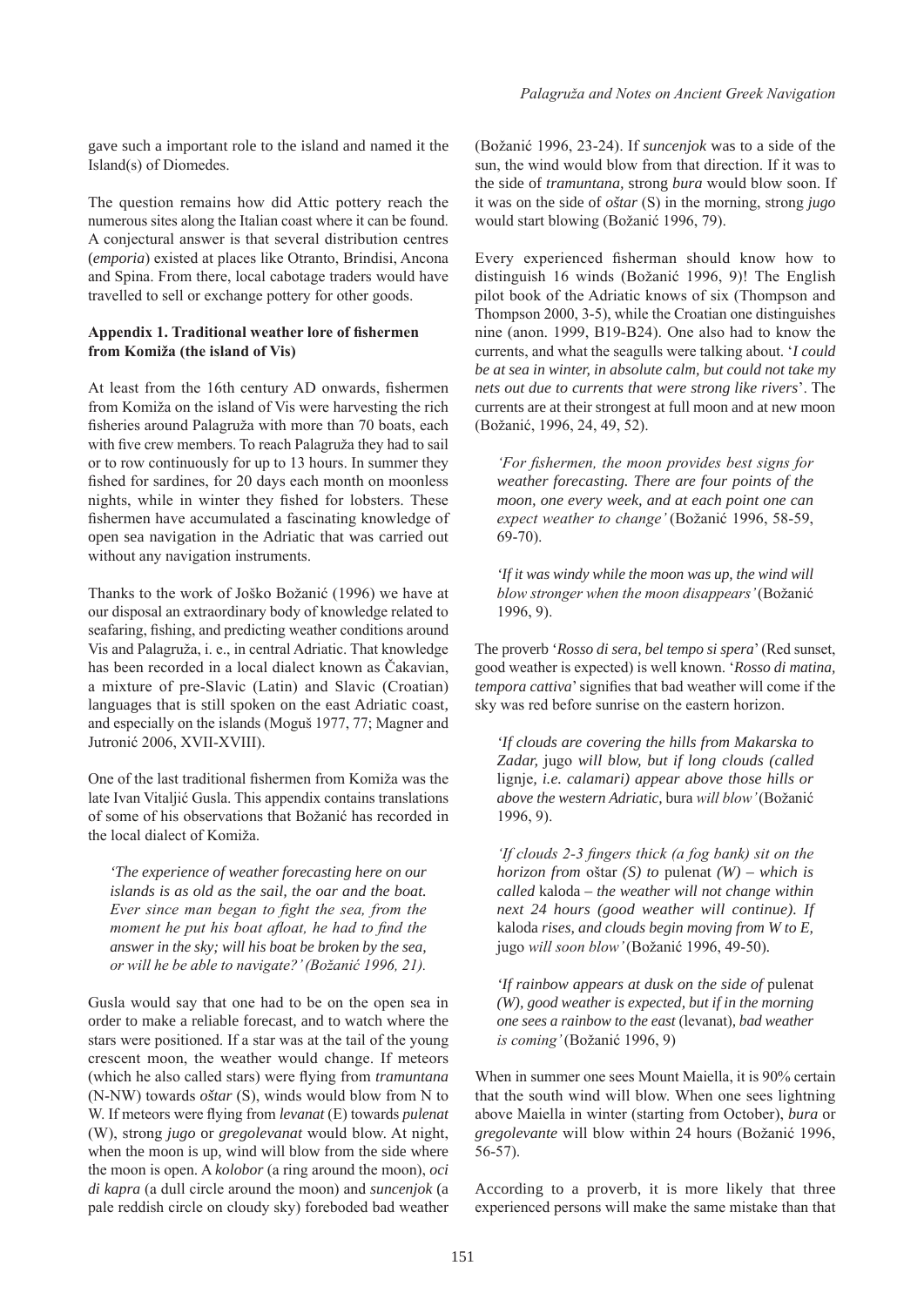gave such a important role to the island and named it the Island(s) of Diomedes.

The question remains how did Attic pottery reach the numerous sites along the Italian coast where it can be found. A conjectural answer is that several distribution centres (*emporia*) existed at places like Otranto, Brindisi, Ancona and Spina. From there, local cabotage traders would have travelled to sell or exchange pottery for other goods.

**Appendix 1. Traditional weather lore of fishermen from Komiža (the island of Vis)**

At least from the 16th century AD onwards, fishermen from Komiža on the island of Vis were harvesting the rich fisheries around Palagruža with more than 70 boats, each with five crew members. To reach Palagruža they had to sail or to row continuously for up to 13 hours. In summer they fished for sardines, for 20 days each month on moonless nights, while in winter they fished for lobsters. These fishermen have accumulated a fascinating knowledge of open sea navigation in the Adriatic that was carried out without any navigation instruments.

Thanks to the work of Joško Božanić (1996) we have at our disposal an extraordinary body of knowledge related to seafaring, fishing, and predicting weather conditions around Vis and Palagruža, i. e., in central Adriatic. That knowledge has been recorded in a local dialect known as Čakavian, a mixture of pre-Slavic (Latin) and Slavic (Croatian) languages that is still spoken on the east Adriatic coast, and especially on the islands (Moguš 1977, 77; Magner and Jutronić 2006, XVII-XVIII).

One of the last traditional fishermen from Komiža was the late Ivan Vitaljić Gusla. This appendix contains translations of some of his observations that Božanić has recorded in the local dialect of Komiža.

> *'The experience of weather forecasting here on our islands is as old as the sail, the oar and the boat. Ever since man began to fight the sea, from the moment he put his boat afloat, he had to find the answer in the sky; will his boat be broken by the sea, or will he be able to navigate?' (Božanić 1996, 21).*

Gusla would say that one had to be on the open sea in order to make a reliable forecast, and to watch where the stars were positioned. If a star was at the tail of the young crescent moon, the weather would change. If meteors (which he also called stars) were flying from *tramuntana* (N-NW) towards *oštar* (S), winds would blow from N to W. If meteors were flying from *levanat* (E) towards *pulenat* (W), strong *jugo* or *gregolevanat* would blow. At night, when the moon is up, wind will blow from the side where the moon is open. A *kolobor* (a ring around the moon), *oci di kapra* (a dull circle around the moon) and *suncenjok* (a pale reddish circle on cloudy sky) foreboded bad weather (Božanić 1996, 23-24). If *suncenjok* was to a side of the sun, the wind would blow from that direction. If it was to the side of *tramuntana*, strong *bura* would blow soon. If it was on the side of *oštar* (S) in the morning, strong *jugo* would start blowing (Božanić 1996, 79).

Every experienced fisherman should know how to distinguish 16 winds (Božanić 1996, 9)! The English pilot book of the Adriatic knows of six (Thompson and Thompson 2000, 3-5), while the Croatian one distinguishes nine (anon. 1999, B19-B24). One also had to know the currents, and what the seagulls were talking about. '*I could be at sea in winter, in absolute calm, but could not take my nets out due to currents that were strong like rivers*'. The currents are at their strongest at full moon and at new moon (Božanić, 1996, 24, 49, 52).

> *'For fishermen, the moon provides best signs for weather forecasting. There are four points of the moon, one every week, and at each point one can expect weather to change'* (Božanić 1996, 58-59, 69-70).

> *'If it was windy while the moon was up, the wind will blow stronger when the moon disappears'* (Božanić 1996, 9).

The proverb '*Rosso di sera, bel tempo si spera*' (Red sunset, good weather is expected) is well known. '*Rosso di matina, tempora cattiva*' signifies that bad weather will come if the sky was red before sunrise on the eastern horizon.

> *'If clouds are covering the hills from Makarska to Zadar,* jugo *will blow, but if long clouds (called* lignje*, i.e. calamari) appear above those hills or above the western Adriatic,* bura *will blow'* (Božanić 1996, 9).

> *'If clouds 2-3 fingers thick (a fog bank) sit on the horizon from* oštar *(S) to* pulenat *(W) – which is called* kaloda *– the weather will not change within next 24 hours (good weather will continue). If* kaloda *rises, and clouds begin moving from W to E,* jugo *will soon blow'* (Božanić 1996, 49-50).

> *'If rainbow appears at dusk on the side of* pulenat *(W), good weather is expected, but if in the morning one sees a rainbow to the east* (levanat)*, bad weather is coming'* (Božanić 1996, 9)

When in summer one sees Mount Maiella, it is 90% certain that the south wind will blow. When one sees lightning above Maiella in winter (starting from October), *bura* or *gregolevante* will blow within 24 hours (Božanić 1996, 56-57).

According to a proverb, it is more likely that three experienced persons will make the same mistake than that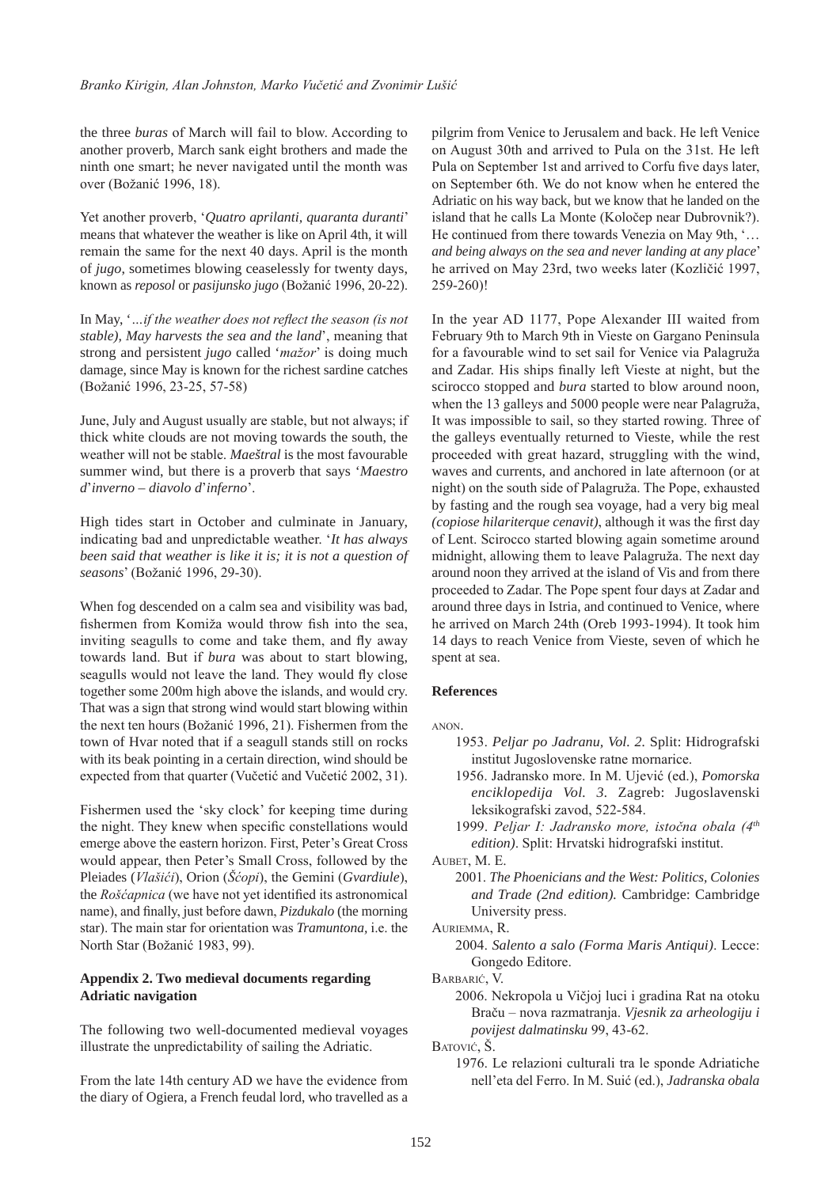the three *buras* of March will fail to blow. According to another proverb, March sank eight brothers and made the ninth one smart; he never navigated until the month was over (Božanić 1996, 18).

Yet another proverb, '*Quatro aprilanti, quaranta duranti*' means that whatever the weather is like on April 4th, it will remain the same for the next 40 days. April is the month of *jugo*, sometimes blowing ceaselessly for twenty days, known as *reposol* or *pasijunsko jugo* (Božanić 1996, 20-22).

In May, '*…if the weather does not reflect the season (is not stable), May harvests the sea and the land*', meaning that strong and persistent *jugo* called '*mažor*' is doing much damage, since May is known for the richest sardine catches (Božanić 1996, 23-25, 57-58)

June, July and August usually are stable, but not always; if thick white clouds are not moving towards the south, the weather will not be stable. *Maeštral* is the most favourable summer wind, but there is a proverb that says '*Maestro d*'*inverno – diavolo d*'*inferno*'.

High tides start in October and culminate in January, indicating bad and unpredictable weather. '*It has always been said that weather is like it is; it is not a question of seasons*' (Božanić 1996, 29-30).

When fog descended on a calm sea and visibility was bad, fishermen from Komiža would throw fish into the sea, inviting seagulls to come and take them, and fly away towards land. But if *bura* was about to start blowing, seagulls would not leave the land. They would fly close together some 200m high above the islands, and would cry. That was a sign that strong wind would start blowing within the next ten hours (Božanić 1996, 21). Fishermen from the town of Hvar noted that if a seagull stands still on rocks with its beak pointing in a certain direction, wind should be expected from that quarter (Vučetić and Vučetić 2002, 31).

Fishermen used the 'sky clock' for keeping time during the night. They knew when specific constellations would emerge above the eastern horizon. First, Peter's Great Cross would appear, then Peter's Small Cross, followed by the Pleiades (*Vlašići*), Orion (*Šćopi*), the Gemini (*Gvardiule*), the *Rošćapnica* (we have not yet identified its astronomical name), and finally, just before dawn, *Pizdukalo* (the morning star). The main star for orientation was *Tramuntona*, i.e. the North Star (Božanić 1983, 99).

## Appendix 2. Two medieval documents regarding Adriatic navigation

The following two well-documented medieval voyages illustrate the unpredictability of sailing the Adriatic.

From the late 14th century AD we have the evidence from the diary of Ogiera, a French feudal lord, who travelled as a pilgrim from Venice to Jerusalem and back. He left Venice on August 30th and arrived to Pula on the 31st. He left Pula on September 1st and arrived to Corfu five days later, on September 6th. We do not know when he entered the Adriatic on his way back, but we know that he landed on the island that he calls La Monte (Koločep near Dubrovnik?). He continued from there towards Venezia on May 9th, '*… and being always on the sea and never landing at any place*' he arrived on May 23rd, two weeks later (Kozličić 1997, 259-260)!

In the year AD 1177, Pope Alexander III waited from February 9th to March 9th in Vieste on Gargano Peninsula for a favourable wind to set sail for Venice via Palagruža and Zadar. His ships finally left Vieste at night, but the scirocco stopped and *bura* started to blow around noon, when the 13 galleys and 5000 people were near Palagruža, It was impossible to sail, so they started rowing. Three of the galleys eventually returned to Vieste, while the rest proceeded with great hazard, struggling with the wind, waves and currents, and anchored in late afternoon (or at night) on the south side of Palagruža. The Pope, exhausted by fasting and the rough sea voyage, had a very big meal *(copiose hilariterque cenavit)*, although it was the first day of Lent. Scirocco started blowing again sometime around midnight, allowing them to leave Palagruža. The next day around noon they arrived at the island of Vis and from there proceeded to Zadar. The Pope spent four days at Zadar and around three days in Istria, and continued to Venice, where he arrived on March 24th (Oreb 1993-1994). It took him 14 days to reach Venice from Vieste, seven of which he spent at sea.

## References

Anon.

1953. *Peljar po Jadranu, Vol. 2.* Split: Hidrografski institut Jugoslovenske ratne mornarice.

1956. Jadransko more. In M. Ujević (ed.), *Pomorska enciklopedija Vol. 3*. Zagreb: Jugoslavenski leksikografski zavod, 522-584.

1999. *Peljar I: Jadransko more, istočna obala (4th edition)*. Split: Hrvatski hidrografski institut.

Aubet, M. E.

2001. *The Phoenicians and the West: Politics, Colonies and Trade (2nd edition).* Cambridge: Cambridge University press.

Auriemma, R.

2004. *Salento a salo (Forma Maris Antiqui)*. Lecce: Gongedo Editore.

Barbarić, V.

2006. Nekropola u Vičjoj luci i gradina Rat na otoku Braču – nova razmatranja. *Vjesnik za arheologiju i povijest dalmatinsku* 99, 43-62.

Batović, Š.

1976. Le relazioni culturali tra le sponde Adriatiche nell'eta del Ferro. In M. Suić (ed.), *Jadranska obala*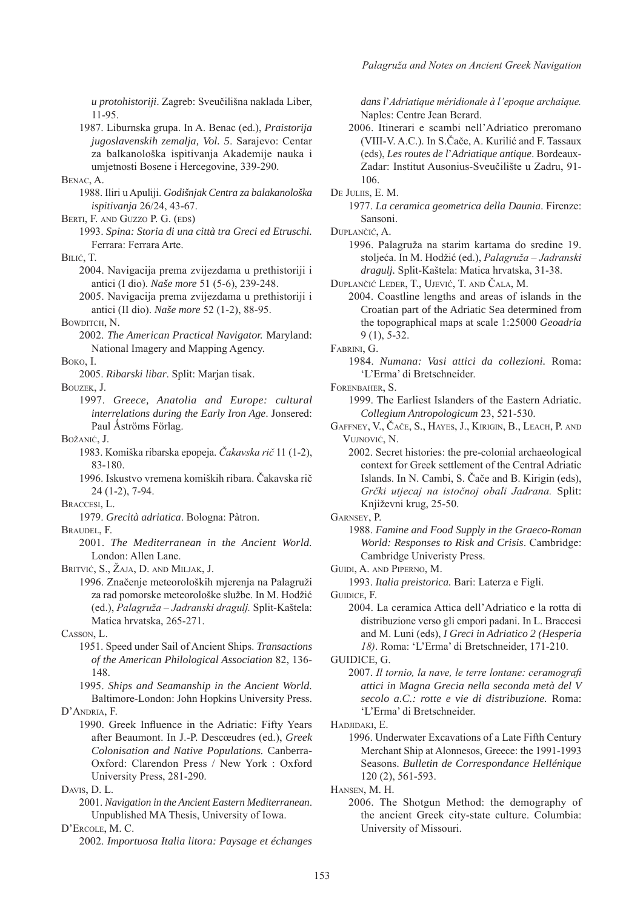*u protohistoriji*. Zagreb: Sveučilišna naklada Liber, 11-95.

1987. Liburnska grupa. In A. Benac (ed.), *Praistorija jugoslavenskih zemalja, Vol. 5*. Sarajevo: Centar za balkanološka ispitivanja Akademije nauka i umjetnosti Bosene i Hercegovine, 339-290.

Benac, A.

1988. Iliri u Apuliji. *Godišnjak Centra za balakanološka ispitivanja* 26/24, 43-67.

Berti, F. and Guzzo P. G. (eds)

1993. *Spina: Storia di una città tra Greci ed Etruschi.* Ferrara: Ferrara Arte.

Bilić, T.

2004. Navigacija prema zvijezdama u prethistoriji i antici (I dio). *Naše more* 51 (5-6), 239-248.

2005. Navigacija prema zvijezdama u prethistoriji i antici (II dio). *Naše more* 52 (1-2), 88-95.

Bowditch, N.

2002. *The American Practical Navigator.* Maryland: National Imagery and Mapping Agency.

Boko, I.

2005. *Ribarski libar*. Split: Marjan tisak.

Bouzek, J.

1997. *Greece, Anatolia and Europe: cultural interrelations during the Early Iron Age*. Jonsered: Paul Åströms Förlag.

Božanić, J.

1983. Komiška ribarska epopeja. *Čakavska rič* 11 (1-2), 83-180.

1996. Iskustvo vremena komiških ribara. Čakavska rič 24 (1-2), 7-94.

Braccesi, L.

1979. *Grecità adriatica*. Bologna: Pàtron.

Braudel, F.

2001. *The Mediterranean in the Ancient World.* London: Allen Lane.

Britvić, S., Žaja, D. and Miljak, J.

1996. Značenje meteoroloških mjerenja na Palagruži za rad pomorske meteorološke službe. In M. Hodžić (ed.), *Palagruža – Jadranski dragulj.* Split-Kaštela: Matica hrvatska, 265-271.

Casson, L.

1951. Speed under Sail of Ancient Ships. *Transactions of the American Philological Association* 82, 136-148.

1995. *Ships and Seamanship in the Ancient World.* Baltimore-London: John Hopkins University Press.

D'Andria, F.

1990. Greek Influence in the Adriatic: Fifty Years after Beaumont. In J.-P. Descœudres (ed.), *Greek Colonisation and Native Populations.* Canberra-Oxford: Clarendon Press / New York : Oxford University Press, 281-290.

Davis, D. L.

2001. *Navigation in the Ancient Eastern Mediterranean*. Unpublished MA Thesis, University of Iowa.

D'Ercole, M. C.

2002. *Importuosa Italia litora: Paysage et échanges dans l'Adriatique méridionale à l'epoque archaique.* Naples: Centre Jean Berard.

2006. Itinerari e scambi nell'Adriatico preromano (VIII-V. A.C.). In S.Čače, A. Kurilić and F. Tassaux (eds), *Les routes de l'Adriatique antique*. Bordeaux-Zadar: Institut Ausonius-Sveučilište u Zadru, 91-106.

De Juliis, E. M.

1977. *La ceramica geometrica della Daunia*. Firenze: Sansoni.

Duplančić, A.

1996. Palagruža na starim kartama do sredine 19. stoljeća. In M. Hodžić (ed.), *Palagruža – Jadranski dragulj.* Split-Kaštela: Matica hrvatska, 31-38.

Duplančić Leder, T., Ujević, T. and Čala, M.

2004. Coastline lengths and areas of islands in the Croatian part of the Adriatic Sea determined from the topographical maps at scale 1:25000 *Geoadria* 9 (1), 5-32.

Fabrini, G.

1984. *Numana: Vasi attici da collezioni.* Roma: 'L'Erma' di Bretschneider.

Forenbaher, S.

1999. The Earliest Islanders of the Eastern Adriatic. *Collegium Antropologicum* 23, 521-530.

Gaffney, V., Čače, S., Hayes, J., Kirigin, B., Leach, P. and Vujnović, N.

2002. Secret histories: the pre-colonial archaeological context for Greek settlement of the Central Adriatic Islands. In N. Cambi, S. Čače and B. Kirigin (eds), *Grčki utjecaj na istočnoj obali Jadrana.* Split: Književni krug, 25-50.

Garnsey, P.

1988. *Famine and Food Supply in the Graeco-Roman World: Responses to Risk and Crisis*. Cambridge: Cambridge Univeristy Press.

Guidi, A. and Piperno, M.

1993. *Italia preistorica.* Bari: Laterza e Figli.

Guidice, F.

2004. La ceramica Attica dell'Adriatico e la rotta di distribuzione verso gli empori padani. In L. Braccesi and M. Luni (eds), *I Greci in Adriatico 2 (Hesperia 18)*. Roma: 'L'Erma' di Bretschneider, 171-210.

GUIDICE, G.

2007. *Il tornio, la nave, le terre lontane: ceramografi attici in Magna Grecia nella seconda metà del V secolo a.C.: rotte e vie di distribuzione.* Roma: 'L'Erma' di Bretschneider.

Hadjidaki, E.

1996. Underwater Excavations of a Late Fifth Century Merchant Ship at Alonnesos, Greece: the 1991-1993 Seasons. *Bulletin de Correspondance Hellénique* 120 (2), 561-593.

Hansen, M. H.

2006. The Shotgun Method: the demography of the ancient Greek city-state culture. Columbia: University of Missouri.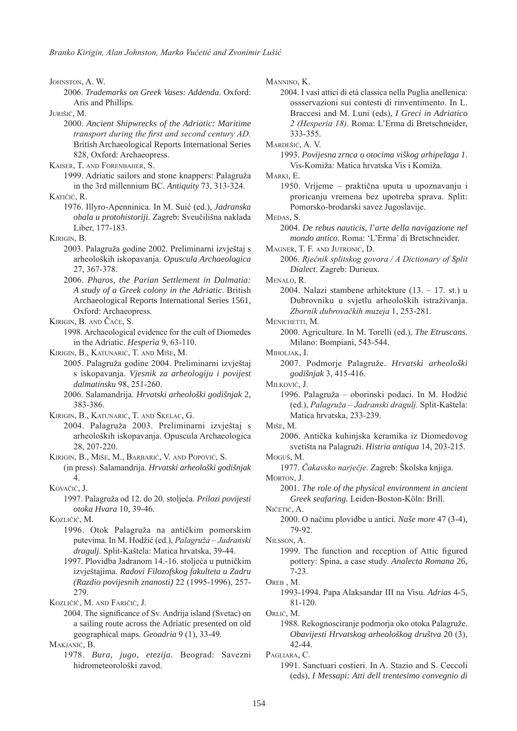Johnston, A. W.

2006. *Trademarks on Greek Vases: Addenda*. Oxford: Aris and Phillips.

Jurišić, M.

2000. *Ancient Shipwrecks of the Adriatic: Maritime transport during the first and second century AD.* British Archaeological Reports International Series 828, Oxford: Archaeopress.

Kaiser, T. and Forenbaher, S.

1999. Adriatic sailors and stone knappers: Palagruža in the 3rd millennium BC. *Antiquity* 73, 313-324.

Katičić, R.

1976. Illyro-Apenninica. In M. Suić (ed.), *Jadranska obala u protohistoriji*. Zagreb: Sveučilišna naklada Liber, 177-183.

Kirigin, B.

2003. Palagruža godine 2002. Preliminarni izvještaj s arheoloških iskopavanja. *Opuscula Archaeologica* 27, 367-378.

2006. *Pharos, the Parian Settlement in Dalmatia: A study of a Greek colony in the Adriatic*. British Archaeological Reports International Series 1561, Oxford: Archaeopress.

Kirigin, B. and Čače, S.

1998. Archaeological evidence for the cult of Diomedes in the Adriatic. *Hesperìa* 9, 63-110.

Kirigin, B., Katunarić, T. and Miše, M.

2005. Palagruža godine 2004. Preliminarni izvještaj s iskopavanja. *Vjesnik za arheologiju i povijest dalmatinsku* 98, 251-260.

2006. Salamandrija. *Hrvatski arheološki godišnjak* 2, 383-386.

Kirigin, B., Katunarić, T. and Skelac, G.

2004. Palagruža 2003. Preliminarni izvještaj s arheoloških iskopavanja. Opuscula Archaeologica 28, 207-220.

Kirigin, B., Miše, M., Barbarić, V. and Popović, S.

(in press). Salamandrija. *Hrvatski arheološki godišnjak* 4.

Kovačić, J.

1997. Palagruža od 12. do 20. stoljeća. *Prilozi povijesti otoka Hvara* 10, 39-46.

Kozličić, M.

1996. Otok Palagruža na antičkim pomorskim putevima. In M. Hodžić (ed.), *Palagruža – Jadranski dragulj.* Split-Kaštela: Matica hrvatska, 39-44.

1997. Plovidba Jadranom 14.-16. stoljeća u putničkim izvještajima. *Radovi Filozofskog fakulteta u Zadru (Razdio povijesnih znanosti)* 22 (1995-1996), 257-279.

Kozličić, M. and Faričić, J.

2004. The significance of Sv. Andrija island (Svetac) on a sailing route across the Adriatic presented on old geographical maps. *Geoadria* 9 (1), 33-49.

Makjanić, B.

1978. *Bura, jugo, etezija.* Beograd: Savezni hidrometeorološki zavod.

Mannino, K.

2004. I vasi attici di età classica nella Puglia anellenica: ossservazioni sui contesti di rinventimento. In L. Braccesi and M. Luni (eds), *I Greci in Adriatico 2 (Hesperia 18)*. Roma: L'Erma di Bretschneider, 333-355.

Mardešić, A. V.

1993. *Povijesna zrnca o otocima viškog arhipelaga 1*. Vis-Komiža: Matica hrvatska Vis i Komiža.

Marki, E.

1950. Vrijeme – praktična uputa u upoznavanju i proricanju vremena bez upotreba sprava. Split: Pomorsko-brodarski savez Jugoslavije.

Medas, S.

2004. *De rebus nauticis, l'arte della navigazione nel mondo antico.* Roma: 'L'Erma' di Bretschneider.

Magner, T. F. and Jutronić, D.

2006. *Rječnik splitskog govora / A Dictionary of Split Dialect*. Zagreb: Durieux.

Menalo, R.

2004. Nalazi stambene arhitekture (13. – 17. st.) u Dubrovniku u svjetlu arheoloških istraživanja. *Zbornik dubrovačkih muzeja* 1, 253-281.

Menichetti, M.

2000. Agriculture. In M. Torelli (ed.), *The Etruscans.* Milano: Bompiani, 543-544.

Miholjak, I.

2007. Podmorje Palagruže. *Hrvatski arheološki godišnjak* 3, 415-416.

Milković, J.

1996. Palagruža – oborinski podaci. In M. Hodžić (ed.), *Palagruža – Jadranski dragulj.* Split-Kaštela: Matica hrvatska, 233-239.

Miše, M.

2006. Antička kuhinjska keramika iz Diomedovog svetišta na Palagruži. *Histria antiqua* 14, 203-215.

Moguš, M.

1977. *Čakavsko narječje*. Zagreb: Školska knjiga.

Morton, J.

2001. *The role of the physical environment in ancient Greek seafaring.* Leiden-Boston-Köln: Brill.

Ničetić, A.

2000. O načinu plovidbe u antici. *Naše more* 47 (3-4), 79-92.

Nilsson, A.

1999. The function and reception of Attic figured pottery: Spina, a case study. *Analecta Romana* 26, 7-23.

Oreb , M.

1993-1994. Papa Alaksandar III na Visu. *Adrias* 4-5, 81-120.

Orlić, M.

1988. Rekognosciranje podmorja oko otoka Palagruže. *Obavijesti Hrvatskog arheološkog društva* 20 (3), 42-44.

Pagliara, C.

1991. Sanctuari costieri. In A. Stazio and S. Ceccoli (eds), *I Messapi: Atti dell trentesimo convegnio di*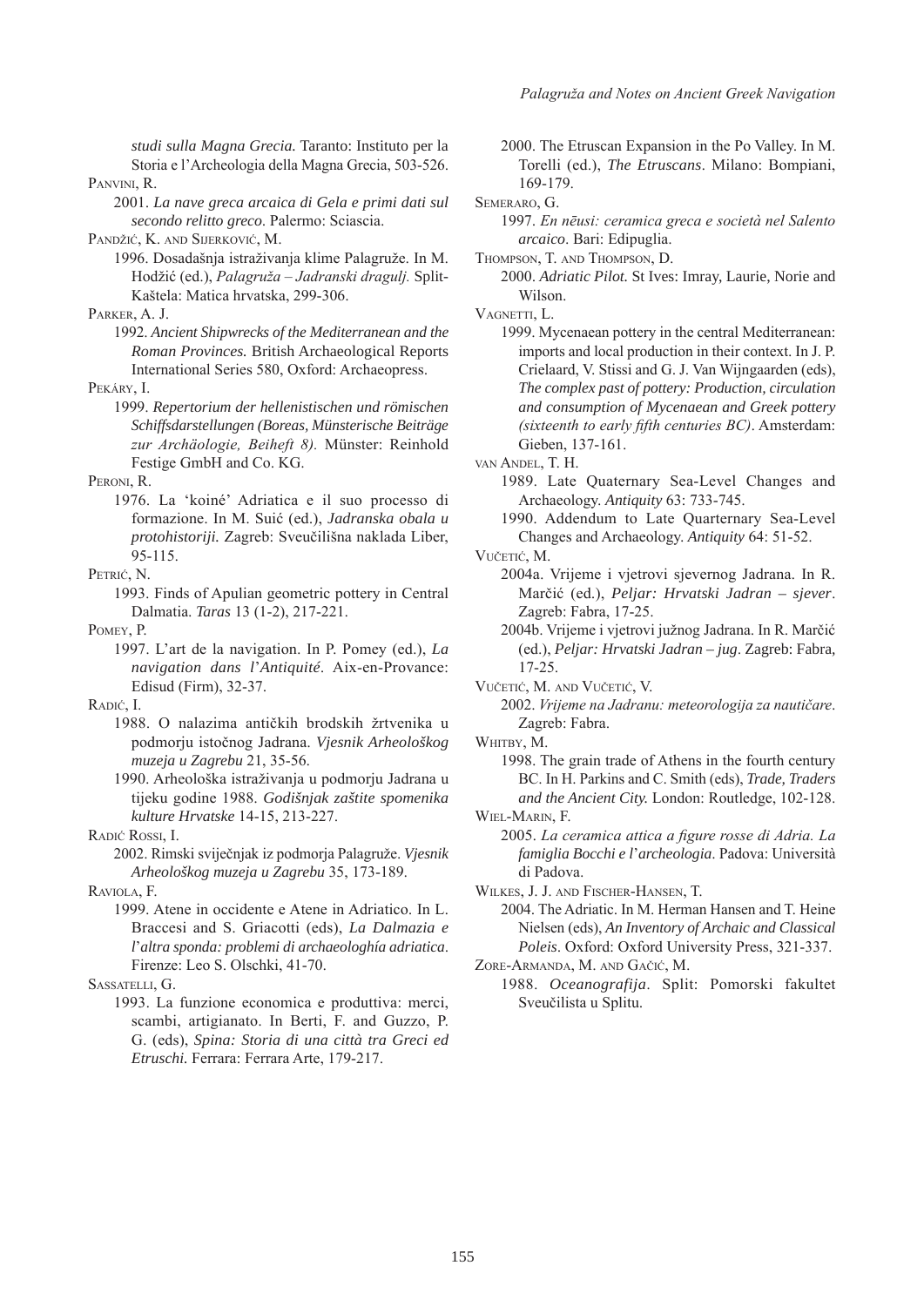*studi sulla Magna Grecia.* Taranto: Instituto per la Storia e l'Archeologia della Magna Grecia, 503-526.

Panvini, R.

2001. *La nave greca arcaica di Gela e primi dati sul secondo relitto greco*. Palermo: Sciascia.

Pandžić, K. and Sijerković, M.

1996. Dosadašnja istraživanja klime Palagruže. In M. Hodžić (ed.), *Palagruža – Jadranski dragulj.* Split-Kaštela: Matica hrvatska, 299-306.

Parker, A. J.

1992. *Ancient Shipwrecks of the Mediterranean and the Roman Provinces.* British Archaeological Reports International Series 580, Oxford: Archaeopress.

Pekáry, I.

1999. *Repertorium der hellenistischen und römischen Schiffsdarstellungen (Boreas, Münsterische Beiträge zur Archäologie, Beiheft 8).* Münster: Reinhold Festige GmbH and Co. KG.

Peroni, R.

1976. La 'koiné' Adriatica e il suo processo di formazione. In M. Suić (ed.), *Jadranska obala u protohistoriji.* Zagreb: Sveučilišna naklada Liber, 95-115.

Petrić, N.

1993. Finds of Apulian geometric pottery in Central Dalmatia. *Taras* 13 (1-2), 217-221.

Pomey, P.

1997. L'art de la navigation. In P. Pomey (ed.), *La navigation dans l'Antiquité*. Aix-en-Provance: Edisud (Firm), 32-37.

Radić, I.

1988. O nalazima antičkih brodskih žrtvenika u podmorju istočnog Jadrana. *Vjesnik Arheološkog muzeja u Zagrebu* 21, 35-56.

1990. Arheološka istraživanja u podmorju Jadrana u tijeku godine 1988. *Godišnjak zaštite spomenika kulture Hrvatske* 14-15, 213-227.

Radić Rossi, I.

2002. Rimski svijećnjak iz podmorja Palagruže. *Vjesnik Arheološkog muzeja u Zagrebu* 35, 173-189.

Raviola, F.

1999. Atene in occidente e Atene in Adriatico. In L. Braccesi and S. Griacotti (eds), *La Dalmazia e l'altra sponda: problemi di archaeologhía adriatica*. Firenze: Leo S. Olschki, 41-70.

Sassatelli, G.

1993. La funzione economica e produttiva: merci, scambi, artigianato. In Berti, F. and Guzzo, P. G. (eds), *Spina: Storia di una città tra Greci ed Etruschi.* Ferrara: Ferrara Arte, 179-217.

2000. The Etruscan Expansion in the Po Valley. In M. Torelli (ed.), *The Etruscans*. Milano: Bompiani, 169-179.

Semeraro, G.

1997. *En nēusi: ceramica greca e società nel Salento arcaico*. Bari: Edipuglia.

Thompson, T. and Thompson, D.

2000. *Adriatic Pilot.* St Ives: Imray, Laurie, Norie and Wilson.

Vagnetti, L.

1999. Mycenaean pottery in the central Mediterranean: imports and local production in their context. In J. P. Crielaard, V. Stissi and G. J. Van Wijngaarden (eds), *The complex past of pottery: Production, circulation and consumption of Mycenaean and Greek pottery (sixteenth to early fifth centuries BC)*. Amsterdam: Gieben, 137-161.

van Andel, T. H.

1989. Late Quaternary Sea-Level Changes and Archaeology. *Antiquity* 63: 733-745.

1990. Addendum to Late Quarternary Sea-Level Changes and Archaeology. *Antiquity* 64: 51-52.

Vučetić, M.

2004a. Vrijeme i vjetrovi sjevernog Jadrana. In R. Marčić (ed.), *Peljar: Hrvatski Jadran – sjever*. Zagreb: Fabra, 17-25.

2004b. Vrijeme i vjetrovi južnog Jadrana. In R. Marčić (ed.), *Peljar: Hrvatski Jadran – jug*. Zagreb: Fabra, 17-25.

Vučetić, M. and Vučetić, V.

2002. *Vrijeme na Jadranu: meteorologija za nautičare*. Zagreb: Fabra.

Whitby, M.

1998. The grain trade of Athens in the fourth century BC. In H. Parkins and C. Smith (eds), *Trade, Traders and the Ancient City.* London: Routledge, 102-128.

Wiel-Marin, F.

2005. *La ceramica attica a figure rosse di Adria. La famiglia Bocchi e l'archeologia*. Padova: Università di Padova.

Wilkes, J. J. and Fischer-Hansen, T.

2004. The Adriatic. In M. Herman Hansen and T. Heine Nielsen (eds), *An Inventory of Archaic and Classical Poleis*. Oxford: Oxford University Press, 321-337.

Zore-Armanda, M. and Gačić, M.

1988. *Oceanografija*. Split: Pomorski fakultet Sveučilista u Splitu.